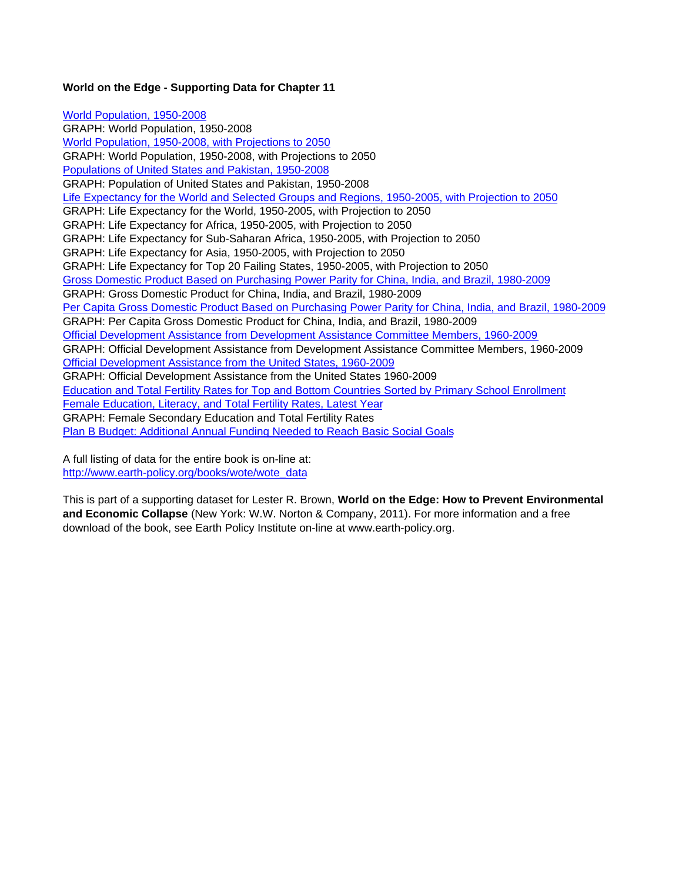**World on the Edge - Supporting Data for Chapter 11**

World Population, 1950-2008
GRAPH: World Population, 1950-2008
World Population, 1950-2008, with Projections to 2050
GRAPH: World Population, 1950-2008, with Projections to 2050
Populations of United States and Pakistan, 1950-2008
GRAPH: Population of United States and Pakistan, 1950-2008
Life Expectancy for the World and Selected Groups and Regions, 1950-2005, with Projection to 2050
GRAPH: Life Expectancy for the World, 1950-2005, with Projection to 2050
GRAPH: Life Expectancy for Africa, 1950-2005, with Projection to 2050
GRAPH: Life Expectancy for Sub-Saharan Africa, 1950-2005, with Projection to 2050
GRAPH: Life Expectancy for Asia, 1950-2005, with Projection to 2050
GRAPH: Life Expectancy for Top 20 Failing States, 1950-2005, with Projection to 2050
Gross Domestic Product Based on Purchasing Power Parity for China, India, and Brazil, 1980-2009
GRAPH: Gross Domestic Product for China, India, and Brazil, 1980-2009
Per Capita Gross Domestic Product Based on Purchasing Power Parity for China, India, and Brazil, 1980-2009
GRAPH: Per Capita Gross Domestic Product for China, India, and Brazil, 1980-2009
Official Development Assistance from Development Assistance Committee Members, 1960-2009
GRAPH: Official Development Assistance from Development Assistance Committee Members, 1960-2009
Official Development Assistance from the United States, 1960-2009
GRAPH: Official Development Assistance from the United States 1960-2009
Education and Total Fertility Rates for Top and Bottom Countries Sorted by Primary School Enrollment
Female Education, Literacy, and Total Fertility Rates, Latest Year
GRAPH: Female Secondary Education and Total Fertility Rates
Plan B Budget: Additional Annual Funding Needed to Reach Basic Social Goals

A full listing of data for the entire book is on-line at:
http://www.earth-policy.org/books/wote/wote_data

This is part of a supporting dataset for Lester R. Brown, **World on the Edge: How to Prevent Environmental and Economic Collapse** (New York: W.W. Norton & Company, 2011). For more information and a free download of the book, see Earth Policy Institute on-line at www.earth-policy.org.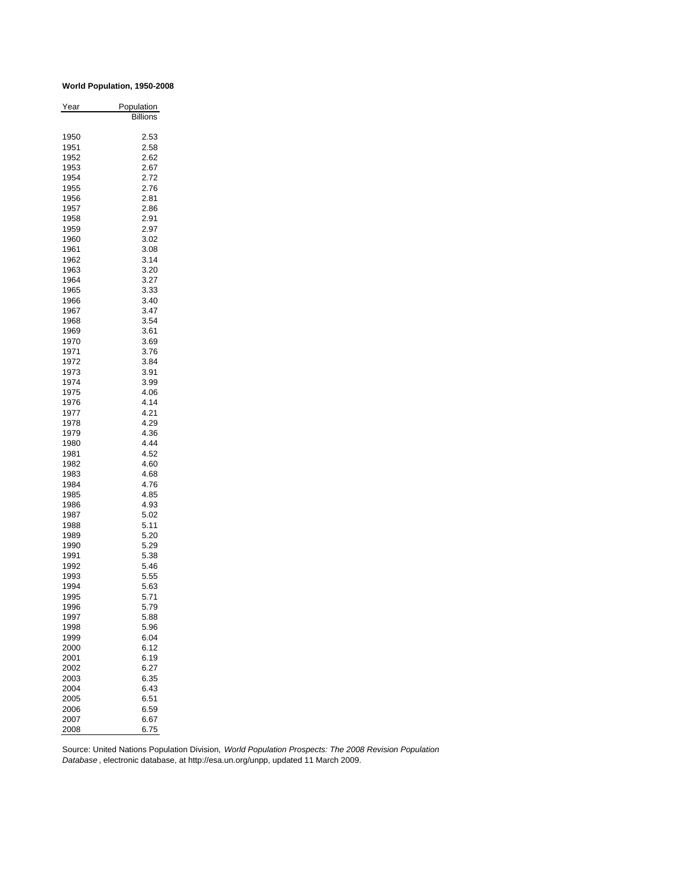**World Population, 1950-2008**

| Year | Population<br>Billions |
|---|---|
| 1950 | 2.53 |
| 1951 | 2.58 |
| 1952 | 2.62 |
| 1953 | 2.67 |
| 1954 | 2.72 |
| 1955 | 2.76 |
| 1956 | 2.81 |
| 1957 | 2.86 |
| 1958 | 2.91 |
| 1959 | 2.97 |
| 1960 | 3.02 |
| 1961 | 3.08 |
| 1962 | 3.14 |
| 1963 | 3.20 |
| 1964 | 3.27 |
| 1965 | 3.33 |
| 1966 | 3.40 |
| 1967 | 3.47 |
| 1968 | 3.54 |
| 1969 | 3.61 |
| 1970 | 3.69 |
| 1971 | 3.76 |
| 1972 | 3.84 |
| 1973 | 3.91 |
| 1974 | 3.99 |
| 1975 | 4.06 |
| 1976 | 4.14 |
| 1977 | 4.21 |
| 1978 | 4.29 |
| 1979 | 4.36 |
| 1980 | 4.44 |
| 1981 | 4.52 |
| 1982 | 4.60 |
| 1983 | 4.68 |
| 1984 | 4.76 |
| 1985 | 4.85 |
| 1986 | 4.93 |
| 1987 | 5.02 |
| 1988 | 5.11 |
| 1989 | 5.20 |
| 1990 | 5.29 |
| 1991 | 5.38 |
| 1992 | 5.46 |
| 1993 | 5.55 |
| 1994 | 5.63 |
| 1995 | 5.71 |
| 1996 | 5.79 |
| 1997 | 5.88 |
| 1998 | 5.96 |
| 1999 | 6.04 |
| 2000 | 6.12 |
| 2001 | 6.19 |
| 2002 | 6.27 |
| 2003 | 6.35 |
| 2004 | 6.43 |
| 2005 | 6.51 |
| 2006 | 6.59 |
| 2007 | 6.67 |
| 2008 | 6.75 |

Source: United Nations Population Division, *World Population Prospects: The 2008 Revision Population Database*, electronic database, at http://esa.un.org/unpp, updated 11 March 2009.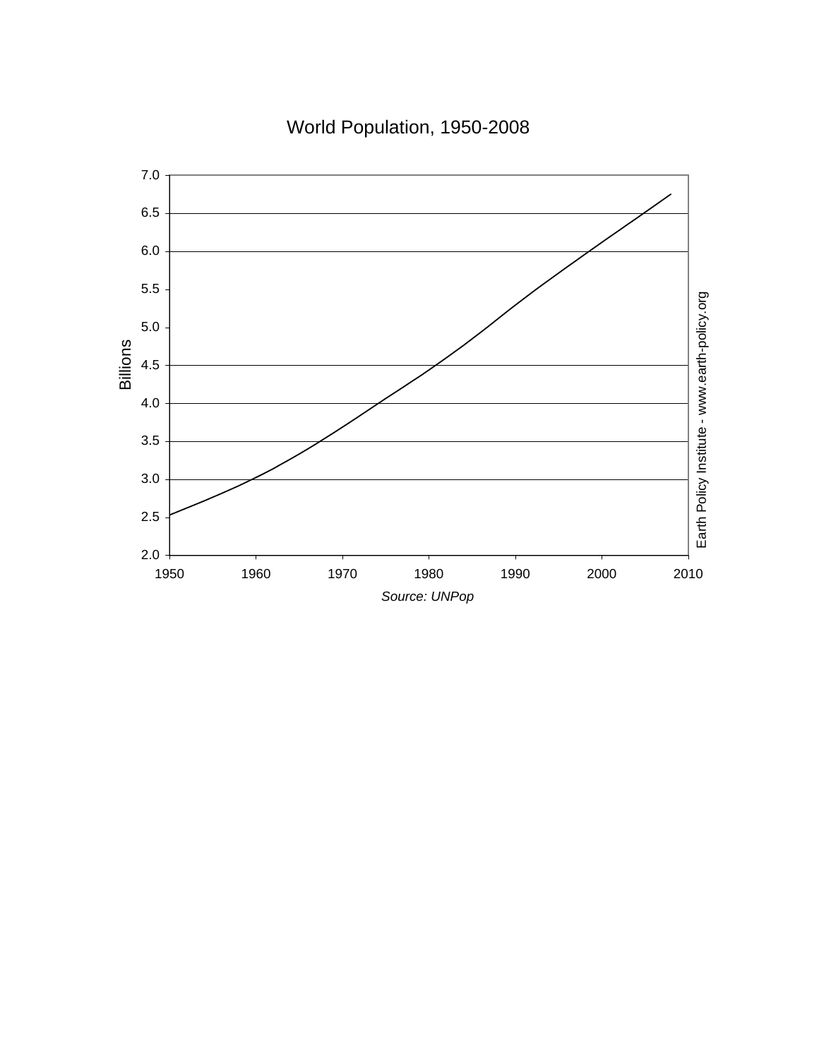World Population, 1950-2008

Billions

7.0
6.5
6.0
5.5
5.0
4.5
4.0
3.5
3.0
2.5
2.0

1950 1960 1970 1980 1990 2000 2010

*Source: UNPop*

Earth Policy Institute - www.earth-policy.org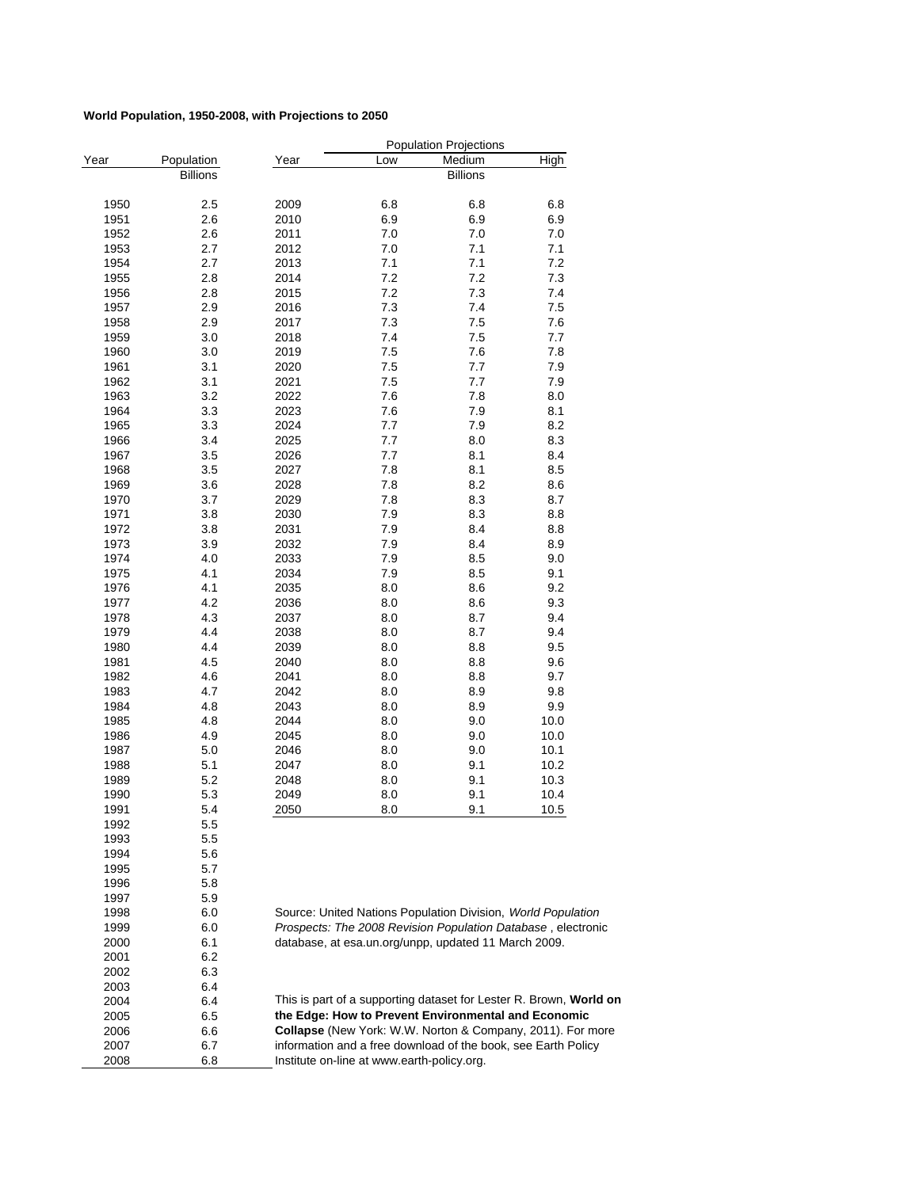**World Population, 1950-2008, with Projections to 2050**

| Year | Population |
|---|---|
| | Billions |
| 1950 | 2.5 |
| 1951 | 2.6 |
| 1952 | 2.6 |
| 1953 | 2.7 |
| 1954 | 2.7 |
| 1955 | 2.8 |
| 1956 | 2.8 |
| 1957 | 2.9 |
| 1958 | 2.9 |
| 1959 | 3.0 |
| 1960 | 3.0 |
| 1961 | 3.1 |
| 1962 | 3.1 |
| 1963 | 3.2 |
| 1964 | 3.3 |
| 1965 | 3.3 |
| 1966 | 3.4 |
| 1967 | 3.5 |
| 1968 | 3.5 |
| 1969 | 3.6 |
| 1970 | 3.7 |
| 1971 | 3.8 |
| 1972 | 3.8 |
| 1973 | 3.9 |
| 1974 | 4.0 |
| 1975 | 4.1 |
| 1976 | 4.1 |
| 1977 | 4.2 |
| 1978 | 4.3 |
| 1979 | 4.4 |
| 1980 | 4.4 |
| 1981 | 4.5 |
| 1982 | 4.6 |
| 1983 | 4.7 |
| 1984 | 4.8 |
| 1985 | 4.8 |
| 1986 | 4.9 |
| 1987 | 5.0 |
| 1988 | 5.1 |
| 1989 | 5.2 |
| 1990 | 5.3 |
| 1991 | 5.4 |
| 1992 | 5.5 |
| 1993 | 5.5 |
| 1994 | 5.6 |
| 1995 | 5.7 |
| 1996 | 5.8 |
| 1997 | 5.9 |
| 1998 | 6.0 |
| 1999 | 6.0 |
| 2000 | 6.1 |
| 2001 | 6.2 |
| 2002 | 6.3 |
| 2003 | 6.4 |
| 2004 | 6.4 |
| 2005 | 6.5 |
| 2006 | 6.6 |
| 2007 | 6.7 |
| 2008 | 6.8 |

| | Population Projections | | |
|---|---|---|---|
| Year | Low | Medium | High |
| | | Billions | |
| 2009 | 6.8 | 6.8 | 6.8 |
| 2010 | 6.9 | 6.9 | 6.9 |
| 2011 | 7.0 | 7.0 | 7.0 |
| 2012 | 7.0 | 7.0 | 7.1 |
| 2013 | 7.1 | 7.1 | 7.2 |
| 2014 | 7.2 | 7.2 | 7.3 |
| 2015 | 7.2 | 7.3 | 7.4 |
| 2016 | 7.3 | 7.4 | 7.5 |
| 2017 | 7.3 | 7.5 | 7.6 |
| 2018 | 7.4 | 7.5 | 7.7 |
| 2019 | 7.5 | 7.6 | 7.8 |
| 2020 | 7.5 | 7.7 | 7.9 |
| 2021 | 7.5 | 7.7 | 7.9 |
| 2022 | 7.6 | 7.8 | 8.0 |
| 2023 | 7.6 | 7.9 | 8.1 |
| 2024 | 7.7 | 7.9 | 8.2 |
| 2025 | 7.7 | 8.0 | 8.3 |
| 2026 | 7.7 | 8.1 | 8.4 |
| 2027 | 7.8 | 8.1 | 8.5 |
| 2028 | 7.8 | 8.2 | 8.6 |
| 2029 | 7.8 | 8.3 | 8.7 |
| 2030 | 7.9 | 8.3 | 8.8 |
| 2031 | 7.9 | 8.4 | 8.8 |
| 2032 | 7.9 | 8.4 | 8.9 |
| 2033 | 7.9 | 8.5 | 9.0 |
| 2034 | 7.9 | 8.5 | 9.1 |
| 2035 | 8.0 | 8.6 | 9.2 |
| 2036 | 8.0 | 8.6 | 9.3 |
| 2037 | 8.0 | 8.7 | 9.4 |
| 2038 | 8.0 | 8.7 | 9.4 |
| 2039 | 8.0 | 8.8 | 9.5 |
| 2040 | 8.0 | 8.8 | 9.6 |
| 2041 | 8.0 | 8.8 | 9.7 |
| 2042 | 8.0 | 8.9 | 9.8 |
| 2043 | 8.0 | 8.9 | 9.9 |
| 2044 | 8.0 | 9.0 | 10.0 |
| 2045 | 8.0 | 9.0 | 10.0 |
| 2046 | 8.0 | 9.0 | 10.1 |
| 2047 | 8.0 | 9.1 | 10.2 |
| 2048 | 8.0 | 9.1 | 10.3 |
| 2049 | 8.0 | 9.1 | 10.4 |
| 2050 | 8.0 | 9.1 | 10.5 |

Source: United Nations Population Division, *World Population Prospects: The 2008 Revision Population Database* , electronic database, at esa.un.org/unpp, updated 11 March 2009.

This is part of a supporting dataset for Lester R. Brown, **World on the Edge: How to Prevent Environmental and Economic Collapse** (New York: W.W. Norton & Company, 2011). For more information and a free download of the book, see Earth Policy Institute on-line at www.earth-policy.org.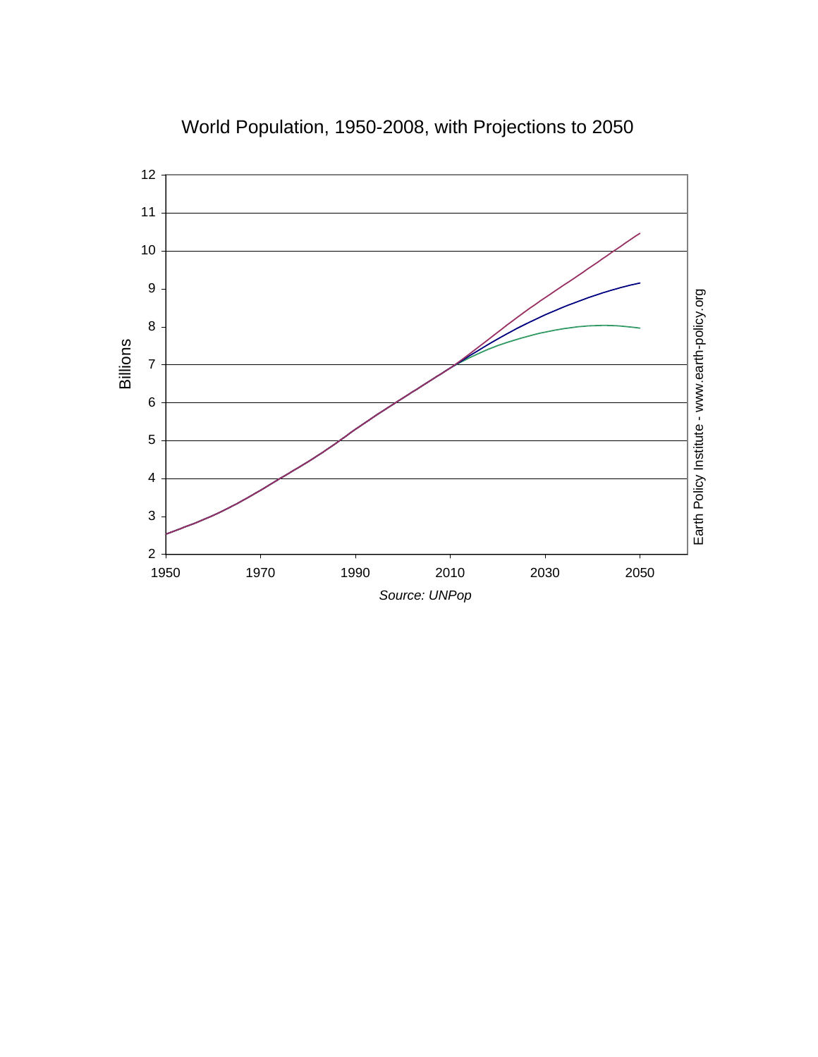World Population, 1950-2008, with Projections to 2050

Billions

Source: UNPop

Earth Policy Institute - www.earth-policy.org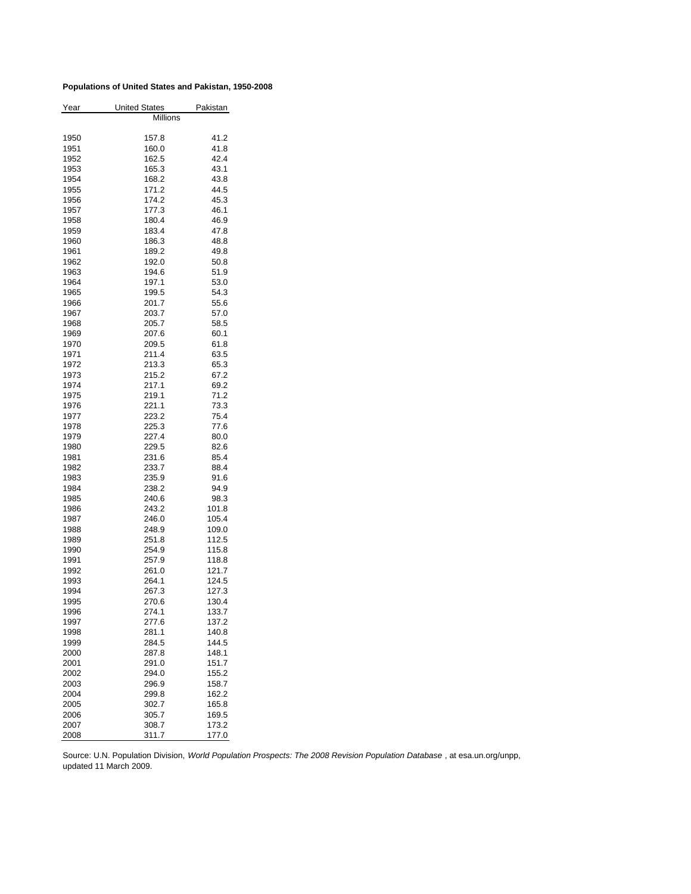**Populations of United States and Pakistan, 1950-2008**

| Year | United States | Pakistan |
|---|---|---|
| | Millions | |
| 1950 | 157.8 | 41.2 |
| 1951 | 160.0 | 41.8 |
| 1952 | 162.5 | 42.4 |
| 1953 | 165.3 | 43.1 |
| 1954 | 168.2 | 43.8 |
| 1955 | 171.2 | 44.5 |
| 1956 | 174.2 | 45.3 |
| 1957 | 177.3 | 46.1 |
| 1958 | 180.4 | 46.9 |
| 1959 | 183.4 | 47.8 |
| 1960 | 186.3 | 48.8 |
| 1961 | 189.2 | 49.8 |
| 1962 | 192.0 | 50.8 |
| 1963 | 194.6 | 51.9 |
| 1964 | 197.1 | 53.0 |
| 1965 | 199.5 | 54.3 |
| 1966 | 201.7 | 55.6 |
| 1967 | 203.7 | 57.0 |
| 1968 | 205.7 | 58.5 |
| 1969 | 207.6 | 60.1 |
| 1970 | 209.5 | 61.8 |
| 1971 | 211.4 | 63.5 |
| 1972 | 213.3 | 65.3 |
| 1973 | 215.2 | 67.2 |
| 1974 | 217.1 | 69.2 |
| 1975 | 219.1 | 71.2 |
| 1976 | 221.1 | 73.3 |
| 1977 | 223.2 | 75.4 |
| 1978 | 225.3 | 77.6 |
| 1979 | 227.4 | 80.0 |
| 1980 | 229.5 | 82.6 |
| 1981 | 231.6 | 85.4 |
| 1982 | 233.7 | 88.4 |
| 1983 | 235.9 | 91.6 |
| 1984 | 238.2 | 94.9 |
| 1985 | 240.6 | 98.3 |
| 1986 | 243.2 | 101.8 |
| 1987 | 246.0 | 105.4 |
| 1988 | 248.9 | 109.0 |
| 1989 | 251.8 | 112.5 |
| 1990 | 254.9 | 115.8 |
| 1991 | 257.9 | 118.8 |
| 1992 | 261.0 | 121.7 |
| 1993 | 264.1 | 124.5 |
| 1994 | 267.3 | 127.3 |
| 1995 | 270.6 | 130.4 |
| 1996 | 274.1 | 133.7 |
| 1997 | 277.6 | 137.2 |
| 1998 | 281.1 | 140.8 |
| 1999 | 284.5 | 144.5 |
| 2000 | 287.8 | 148.1 |
| 2001 | 291.0 | 151.7 |
| 2002 | 294.0 | 155.2 |
| 2003 | 296.9 | 158.7 |
| 2004 | 299.8 | 162.2 |
| 2005 | 302.7 | 165.8 |
| 2006 | 305.7 | 169.5 |
| 2007 | 308.7 | 173.2 |
| 2008 | 311.7 | 177.0 |

Source: U.N. Population Division, *World Population Prospects: The 2008 Revision Population Database* , at esa.un.org/unpp, updated 11 March 2009.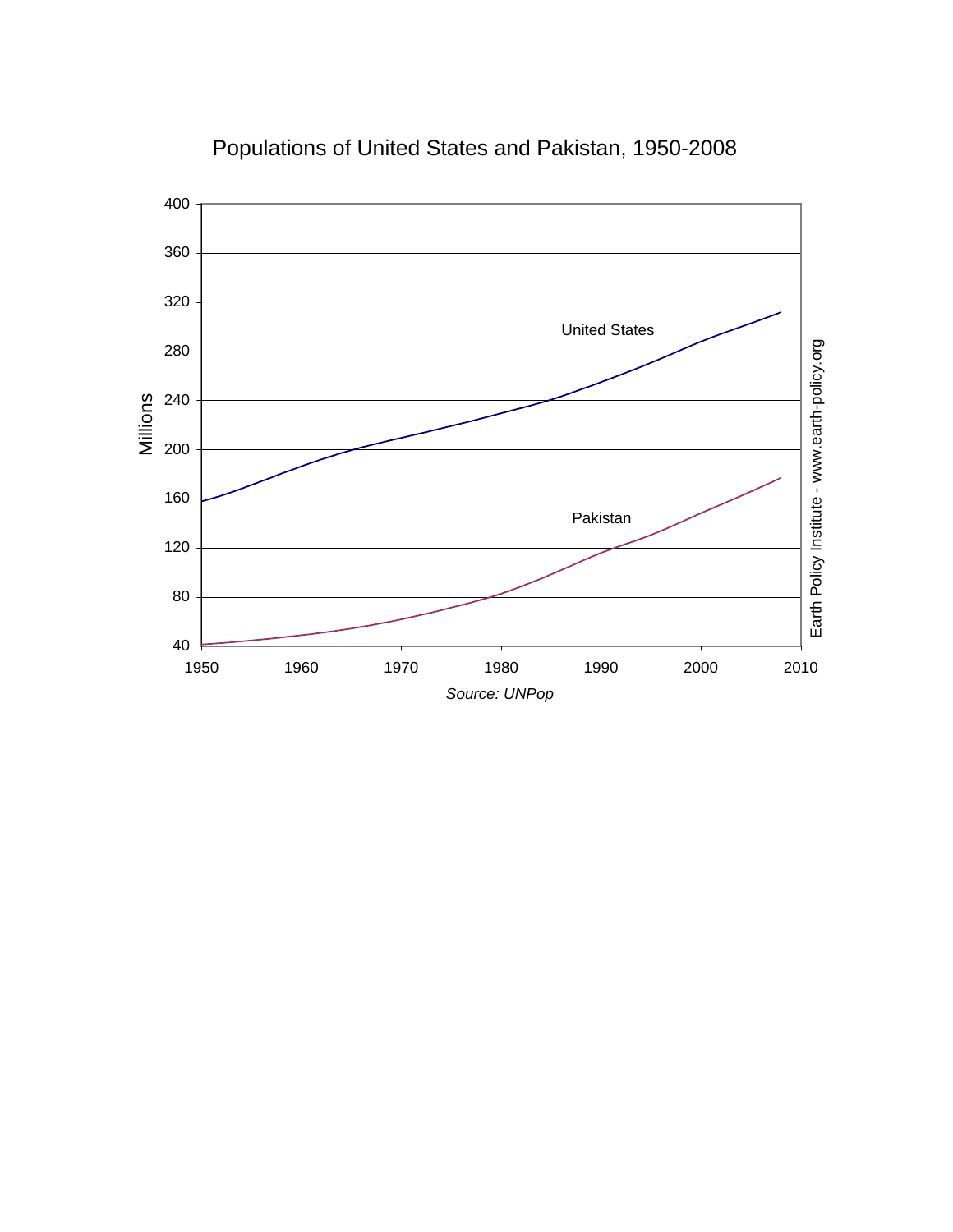Populations of United States and Pakistan, 1950-2008

Millions

United States

Pakistan

Source: UNPop

Earth Policy Institute - www.earth-policy.org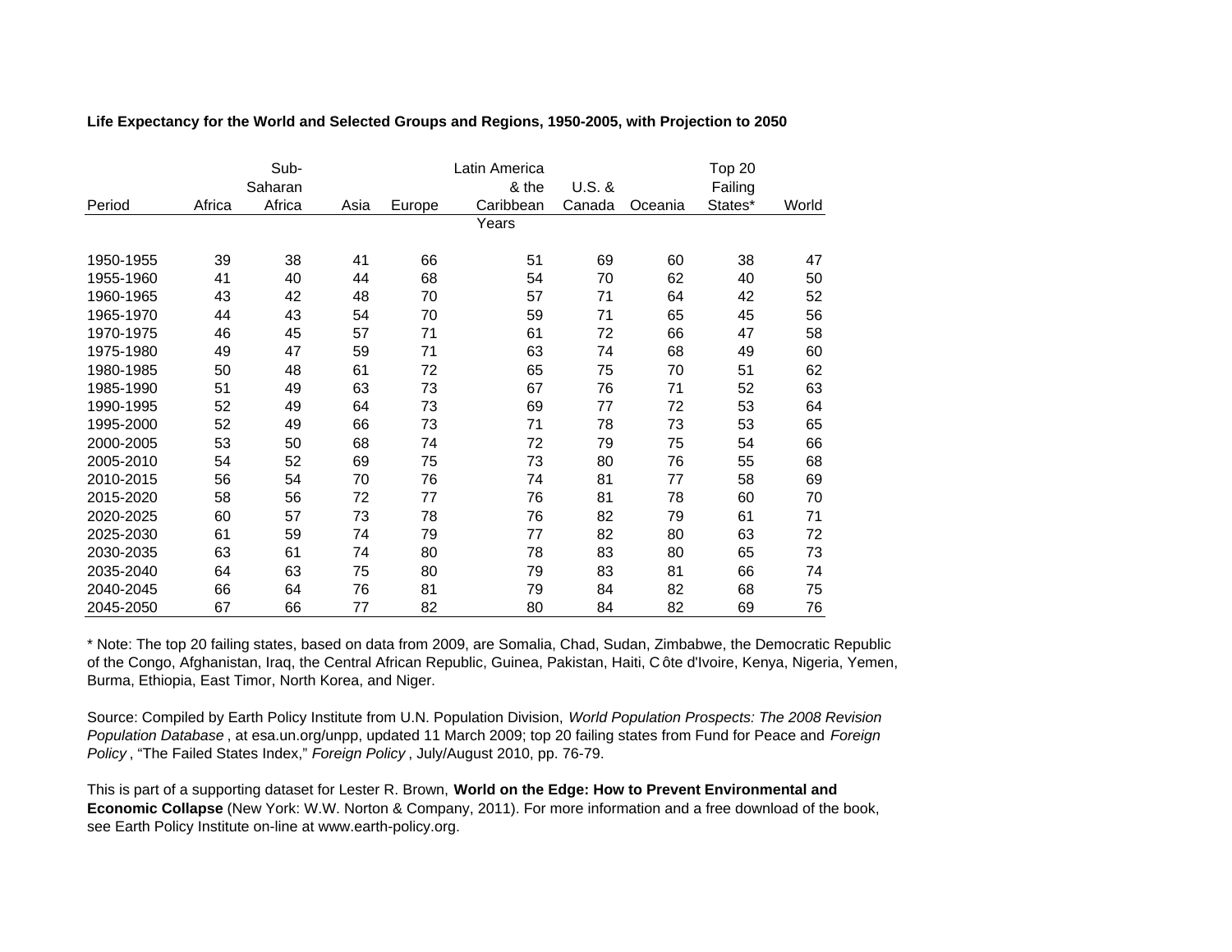**Life Expectancy for the World and Selected Groups and Regions, 1950-2005, with Projection to 2050**

| Period | Africa | Sub-Saharan Africa | Asia | Europe | Latin America & the Caribbean | U.S. & Canada | Oceania | Top 20 Failing States* | World |
|---|---|---|---|---|---|---|---|---|---|
| | | | | | Years | | | | |
| 1950-1955 | 39 | 38 | 41 | 66 | 51 | 69 | 60 | 38 | 47 |
| 1955-1960 | 41 | 40 | 44 | 68 | 54 | 70 | 62 | 40 | 50 |
| 1960-1965 | 43 | 42 | 48 | 70 | 57 | 71 | 64 | 42 | 52 |
| 1965-1970 | 44 | 43 | 54 | 70 | 59 | 71 | 65 | 45 | 56 |
| 1970-1975 | 46 | 45 | 57 | 71 | 61 | 72 | 66 | 47 | 58 |
| 1975-1980 | 49 | 47 | 59 | 71 | 63 | 74 | 68 | 49 | 60 |
| 1980-1985 | 50 | 48 | 61 | 72 | 65 | 75 | 70 | 51 | 62 |
| 1985-1990 | 51 | 49 | 63 | 73 | 67 | 76 | 71 | 52 | 63 |
| 1990-1995 | 52 | 49 | 64 | 73 | 69 | 77 | 72 | 53 | 64 |
| 1995-2000 | 52 | 49 | 66 | 73 | 71 | 78 | 73 | 53 | 65 |
| 2000-2005 | 53 | 50 | 68 | 74 | 72 | 79 | 75 | 54 | 66 |
| 2005-2010 | 54 | 52 | 69 | 75 | 73 | 80 | 76 | 55 | 68 |
| 2010-2015 | 56 | 54 | 70 | 76 | 74 | 81 | 77 | 58 | 69 |
| 2015-2020 | 58 | 56 | 72 | 77 | 76 | 81 | 78 | 60 | 70 |
| 2020-2025 | 60 | 57 | 73 | 78 | 76 | 82 | 79 | 61 | 71 |
| 2025-2030 | 61 | 59 | 74 | 79 | 77 | 82 | 80 | 63 | 72 |
| 2030-2035 | 63 | 61 | 74 | 80 | 78 | 83 | 80 | 65 | 73 |
| 2035-2040 | 64 | 63 | 75 | 80 | 79 | 83 | 81 | 66 | 74 |
| 2040-2045 | 66 | 64 | 76 | 81 | 79 | 84 | 82 | 68 | 75 |
| 2045-2050 | 67 | 66 | 77 | 82 | 80 | 84 | 82 | 69 | 76 |

* Note: The top 20 failing states, based on data from 2009, are Somalia, Chad, Sudan, Zimbabwe, the Democratic Republic of the Congo, Afghanistan, Iraq, the Central African Republic, Guinea, Pakistan, Haiti, Côte d'Ivoire, Kenya, Nigeria, Yemen, Burma, Ethiopia, East Timor, North Korea, and Niger.

Source: Compiled by Earth Policy Institute from U.N. Population Division, *World Population Prospects: The 2008 Revision Population Database*, at esa.un.org/unpp, updated 11 March 2009; top 20 failing states from Fund for Peace and *Foreign Policy*, "The Failed States Index," *Foreign Policy*, July/August 2010, pp. 76-79.

This is part of a supporting dataset for Lester R. Brown, **World on the Edge: How to Prevent Environmental and Economic Collapse** (New York: W.W. Norton & Company, 2011). For more information and a free download of the book, see Earth Policy Institute on-line at www.earth-policy.org.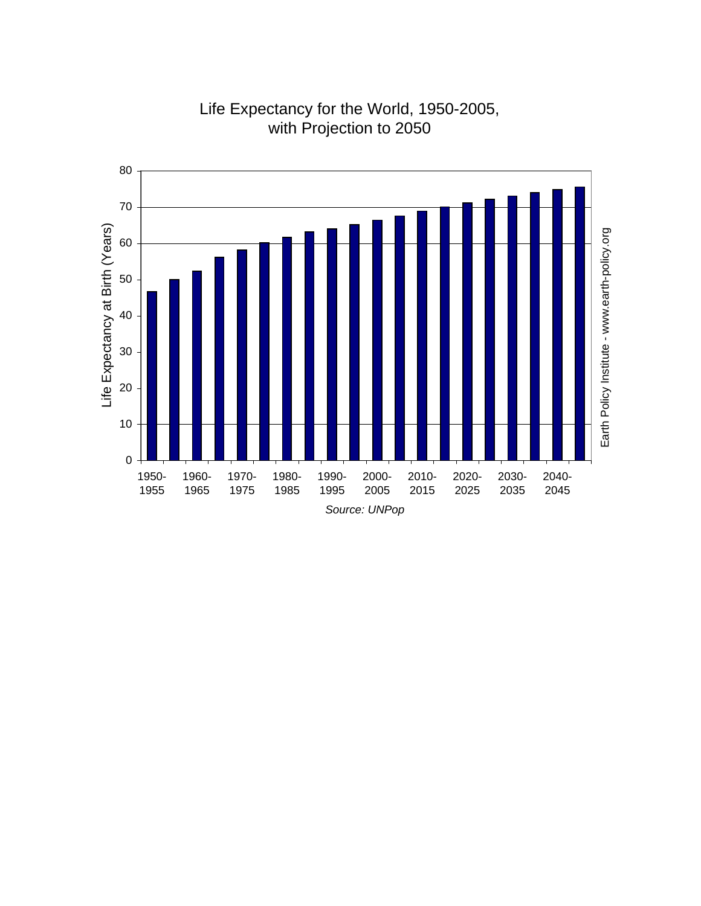Life Expectancy for the World, 1950-2005, with Projection to 2050

Life Expectancy at Birth (Years)

80
70
60
50
40
30
20
10
0

1950-1955 1960-1965 1970-1975 1980-1985 1990-1995 2000-2005 2010-2015 2020-2025 2030-2035 2040-2045

*Source: UNPop*

Earth Policy Institute - www.earth-policy.org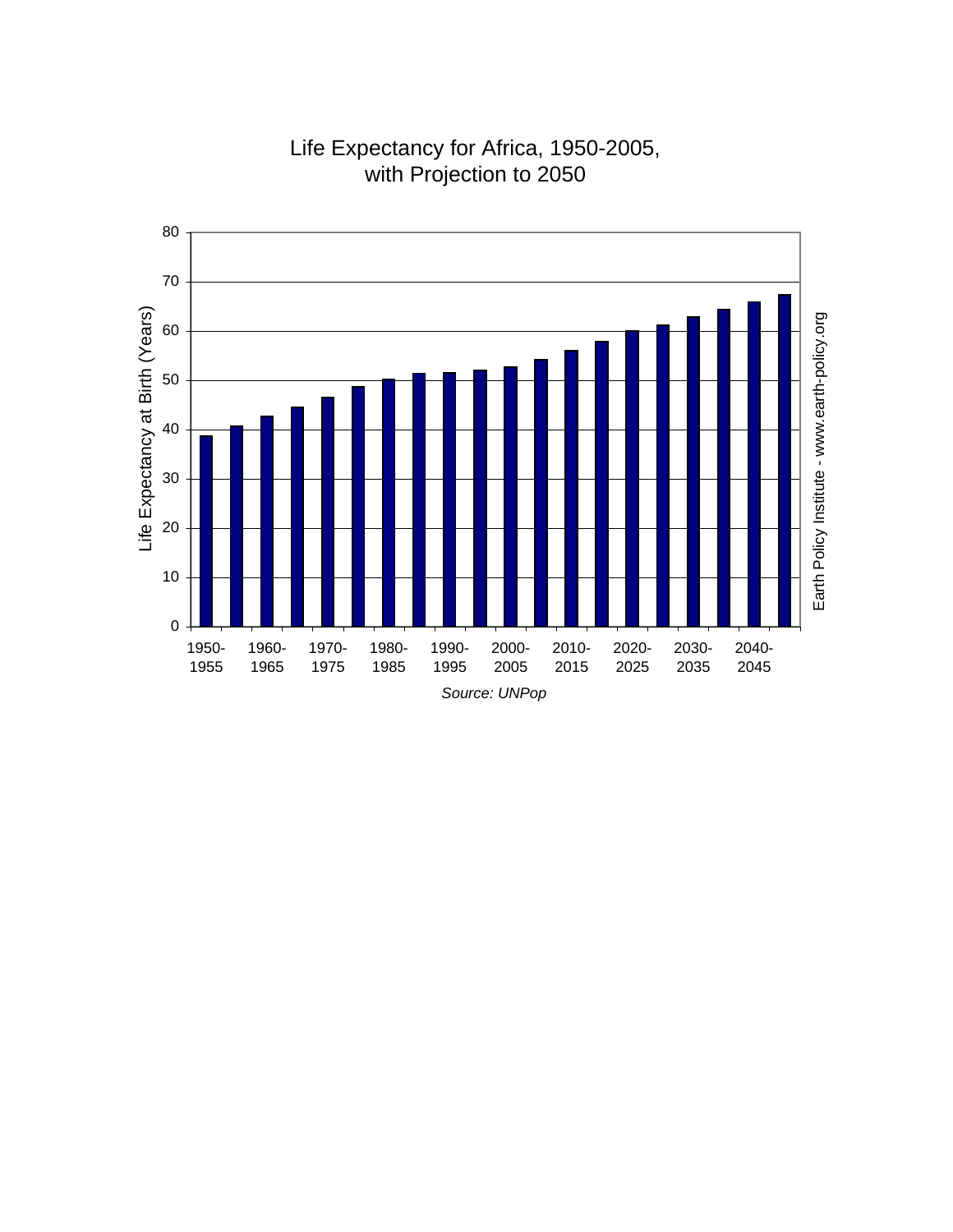# Life Expectancy for Africa, 1950-2005, with Projection to 2050

Life Expectancy at Birth (Years)

80
70
60
50
40
30
20
10
0

1950-1955 | 1960-1965 | 1970-1975 | 1980-1985 | 1990-1995 | 2000-2005 | 2010-2015 | 2020-2025 | 2030-2035 | 2040-2045

*Source: UNPop*

Earth Policy Institute - www.earth-policy.org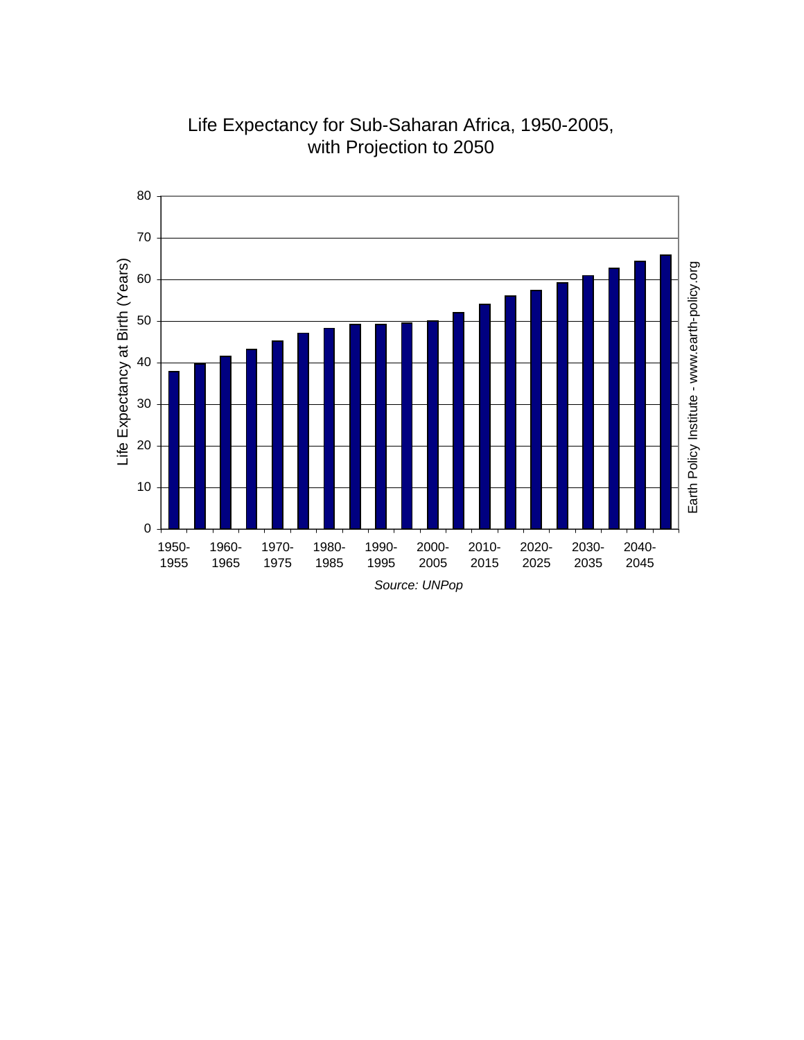Life Expectancy for Sub-Saharan Africa, 1950-2005, with Projection to 2050

Life Expectancy at Birth (Years)

80
70
60
50
40
30
20
10
0

1950-1955 | 1960-1965 | 1970-1975 | 1980-1985 | 1990-1995 | 2000-2005 | 2010-2015 | 2020-2025 | 2030-2035 | 2040-2045

*Source: UNPop*

Earth Policy Institute - www.earth-policy.org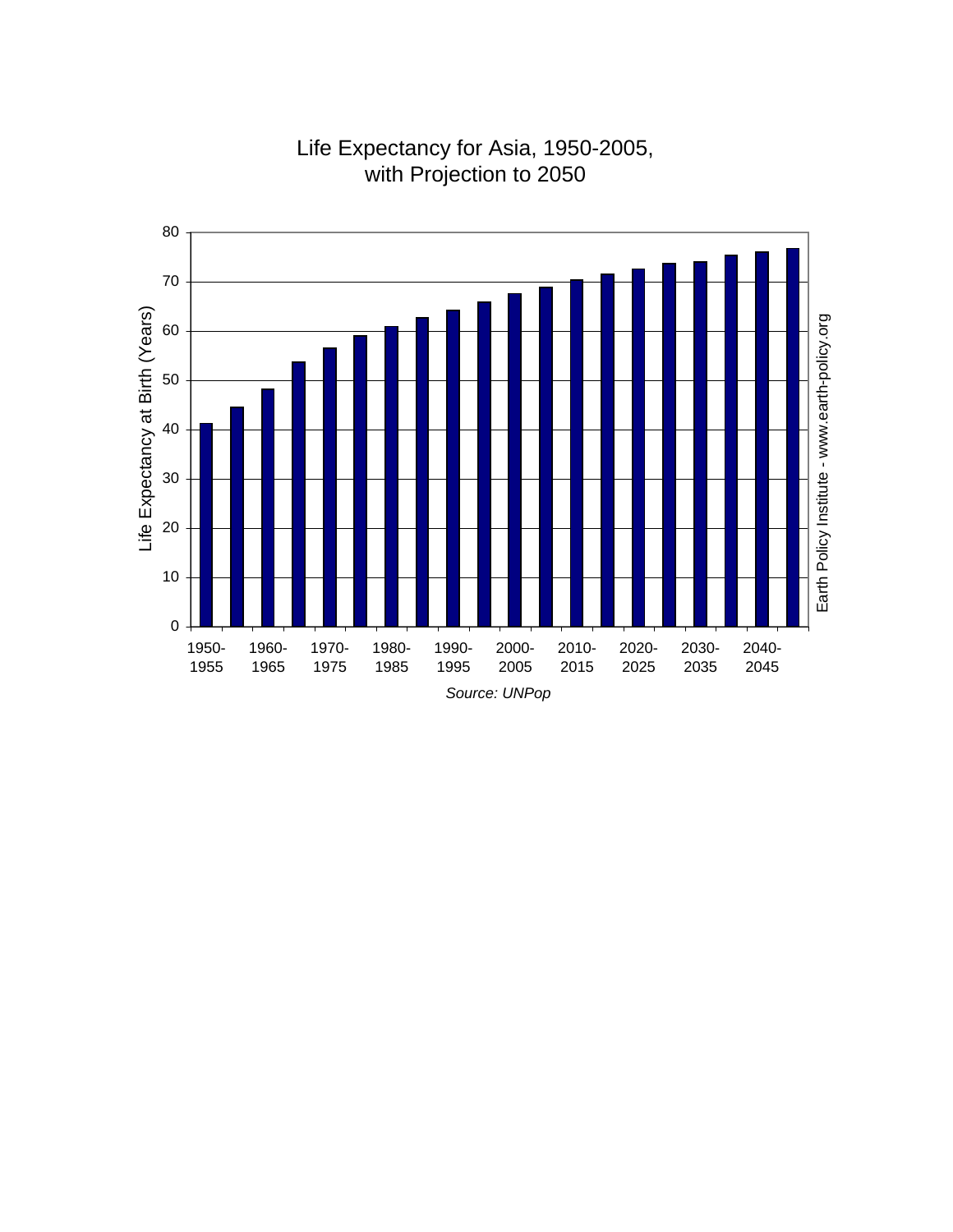Life Expectancy for Asia, 1950-2005, with Projection to 2050

Life Expectancy at Birth (Years)

Earth Policy Institute - www.earth-policy.org

Source: UNPop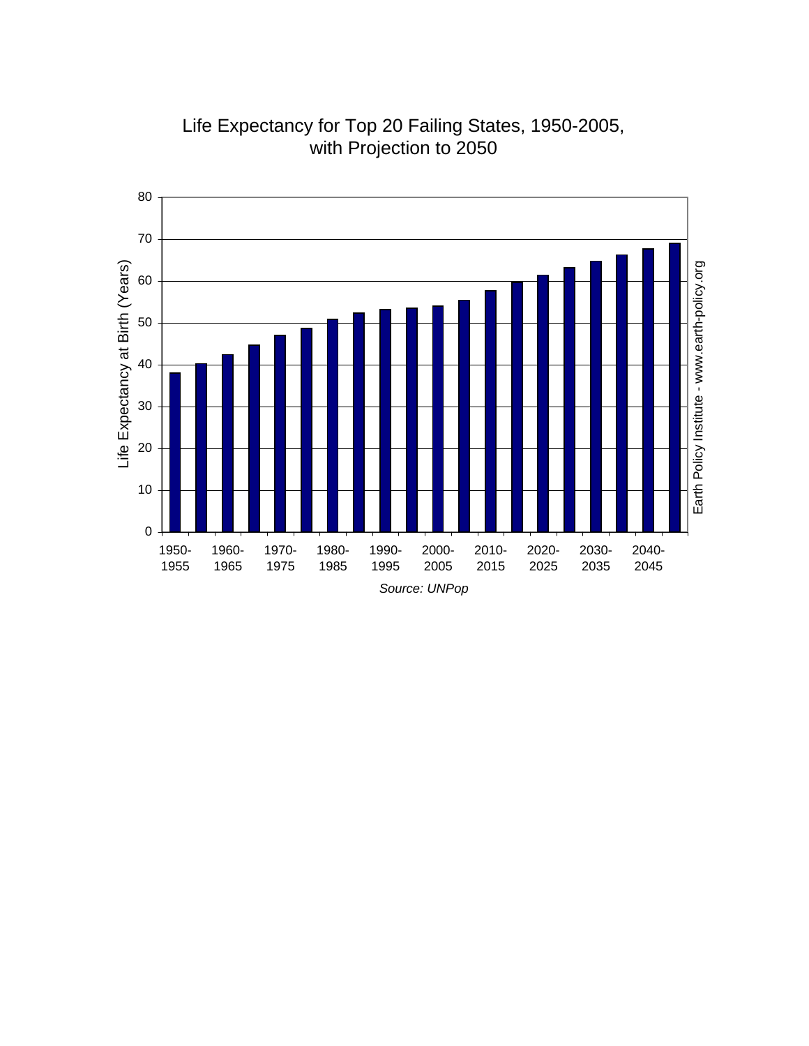# Life Expectancy for Top 20 Failing States, 1950-2005, with Projection to 2050

Source: UNPop

Earth Policy Institute - www.earth-policy.org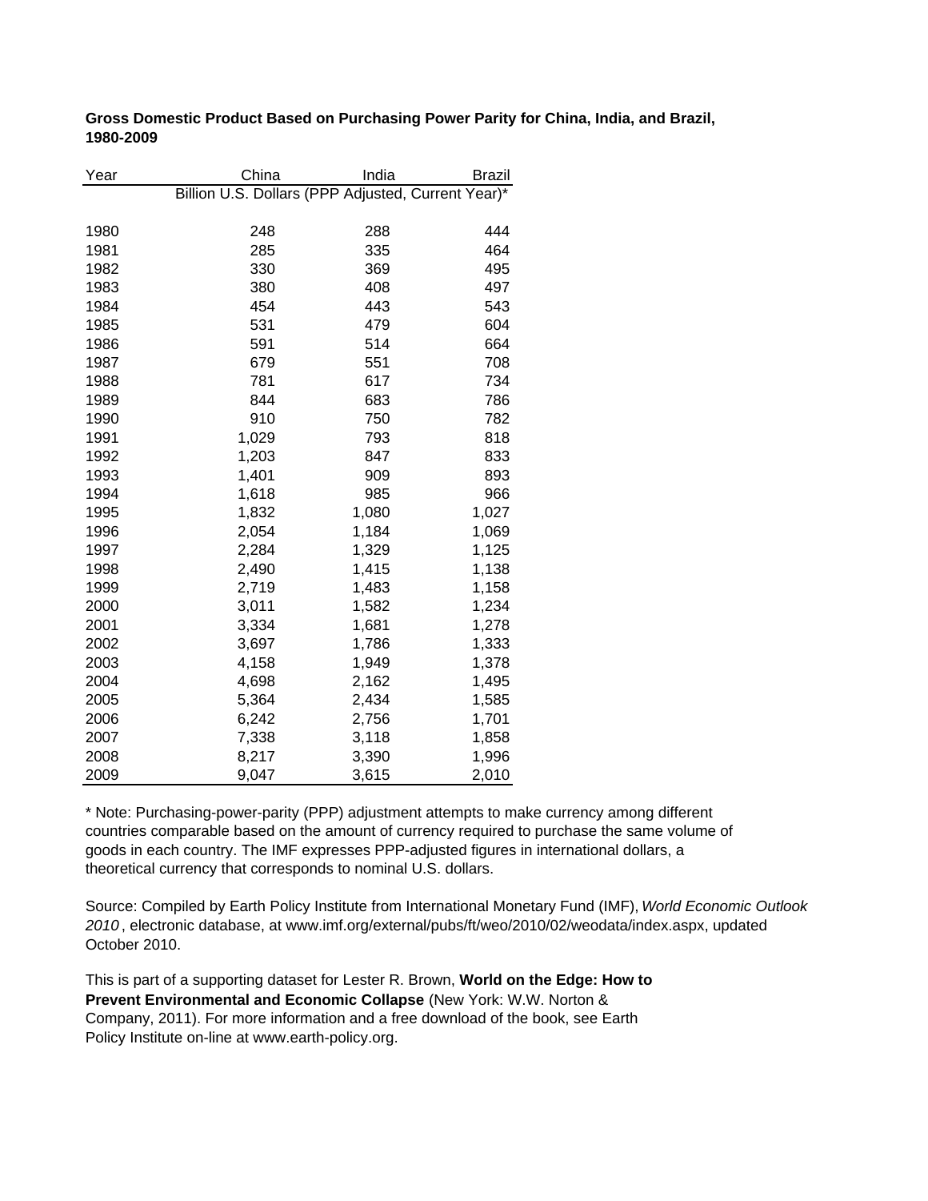**Gross Domestic Product Based on Purchasing Power Parity for China, India, and Brazil, 1980-2009**

| Year | China | India | Brazil |
|---|---|---|---|
| | Billion U.S. Dollars (PPP Adjusted, Current Year)* | | |
| 1980 | 248 | 288 | 444 |
| 1981 | 285 | 335 | 464 |
| 1982 | 330 | 369 | 495 |
| 1983 | 380 | 408 | 497 |
| 1984 | 454 | 443 | 543 |
| 1985 | 531 | 479 | 604 |
| 1986 | 591 | 514 | 664 |
| 1987 | 679 | 551 | 708 |
| 1988 | 781 | 617 | 734 |
| 1989 | 844 | 683 | 786 |
| 1990 | 910 | 750 | 782 |
| 1991 | 1,029 | 793 | 818 |
| 1992 | 1,203 | 847 | 833 |
| 1993 | 1,401 | 909 | 893 |
| 1994 | 1,618 | 985 | 966 |
| 1995 | 1,832 | 1,080 | 1,027 |
| 1996 | 2,054 | 1,184 | 1,069 |
| 1997 | 2,284 | 1,329 | 1,125 |
| 1998 | 2,490 | 1,415 | 1,138 |
| 1999 | 2,719 | 1,483 | 1,158 |
| 2000 | 3,011 | 1,582 | 1,234 |
| 2001 | 3,334 | 1,681 | 1,278 |
| 2002 | 3,697 | 1,786 | 1,333 |
| 2003 | 4,158 | 1,949 | 1,378 |
| 2004 | 4,698 | 2,162 | 1,495 |
| 2005 | 5,364 | 2,434 | 1,585 |
| 2006 | 6,242 | 2,756 | 1,701 |
| 2007 | 7,338 | 3,118 | 1,858 |
| 2008 | 8,217 | 3,390 | 1,996 |
| 2009 | 9,047 | 3,615 | 2,010 |

* Note: Purchasing-power-parity (PPP) adjustment attempts to make currency among different countries comparable based on the amount of currency required to purchase the same volume of goods in each country. The IMF expresses PPP-adjusted figures in international dollars, a theoretical currency that corresponds to nominal U.S. dollars.

Source: Compiled by Earth Policy Institute from International Monetary Fund (IMF), *World Economic Outlook 2010*, electronic database, at www.imf.org/external/pubs/ft/weo/2010/02/weodata/index.aspx, updated October 2010.

This is part of a supporting dataset for Lester R. Brown, **World on the Edge: How to Prevent Environmental and Economic Collapse** (New York: W.W. Norton & Company, 2011). For more information and a free download of the book, see Earth Policy Institute on-line at www.earth-policy.org.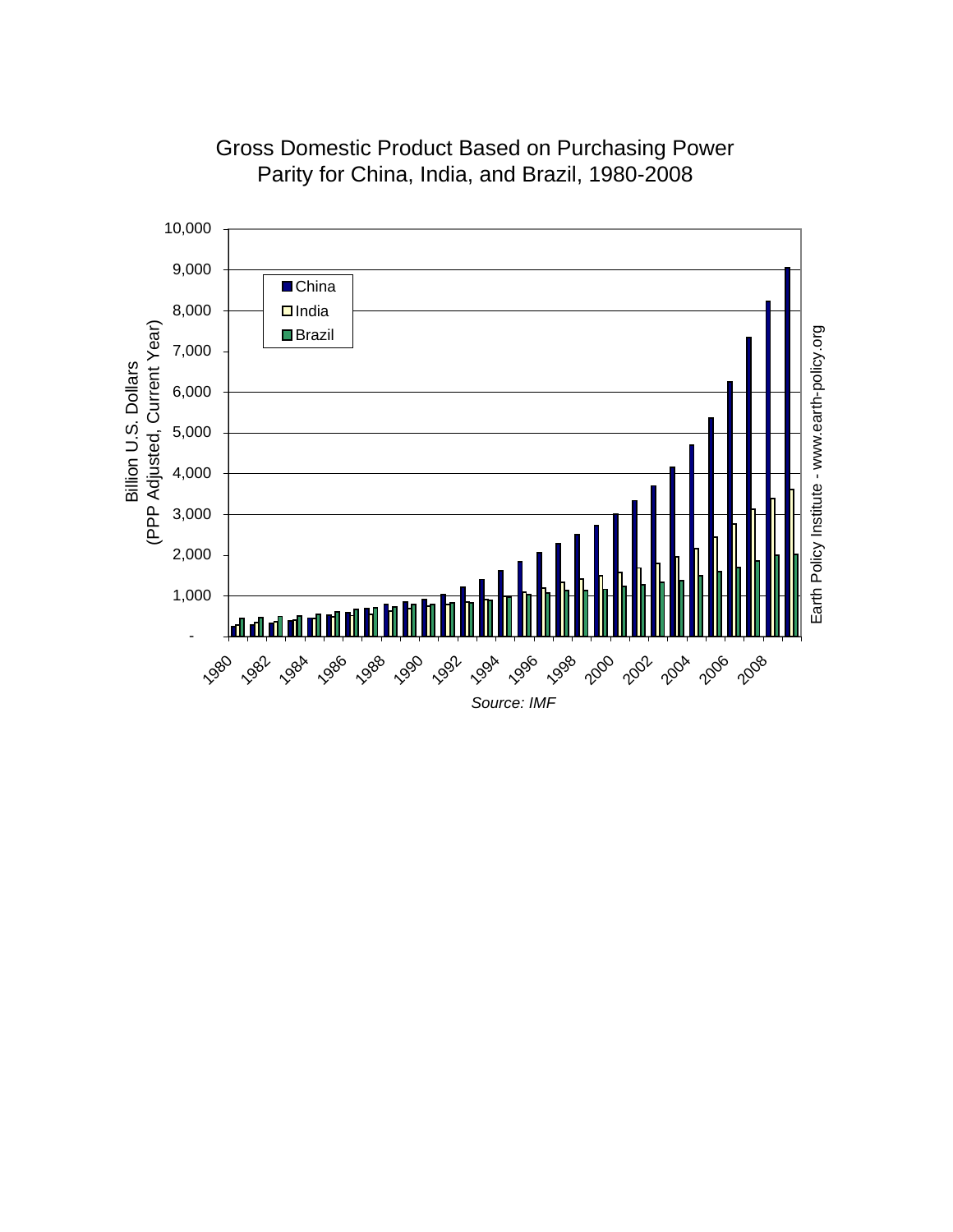# Gross Domestic Product Based on Purchasing Power Parity for China, India, and Brazil, 1980-2008

Billion U.S. Dollars (PPP Adjusted, Current Year)

China | India | Brazil

*Source: IMF*

Earth Policy Institute - www.earth-policy.org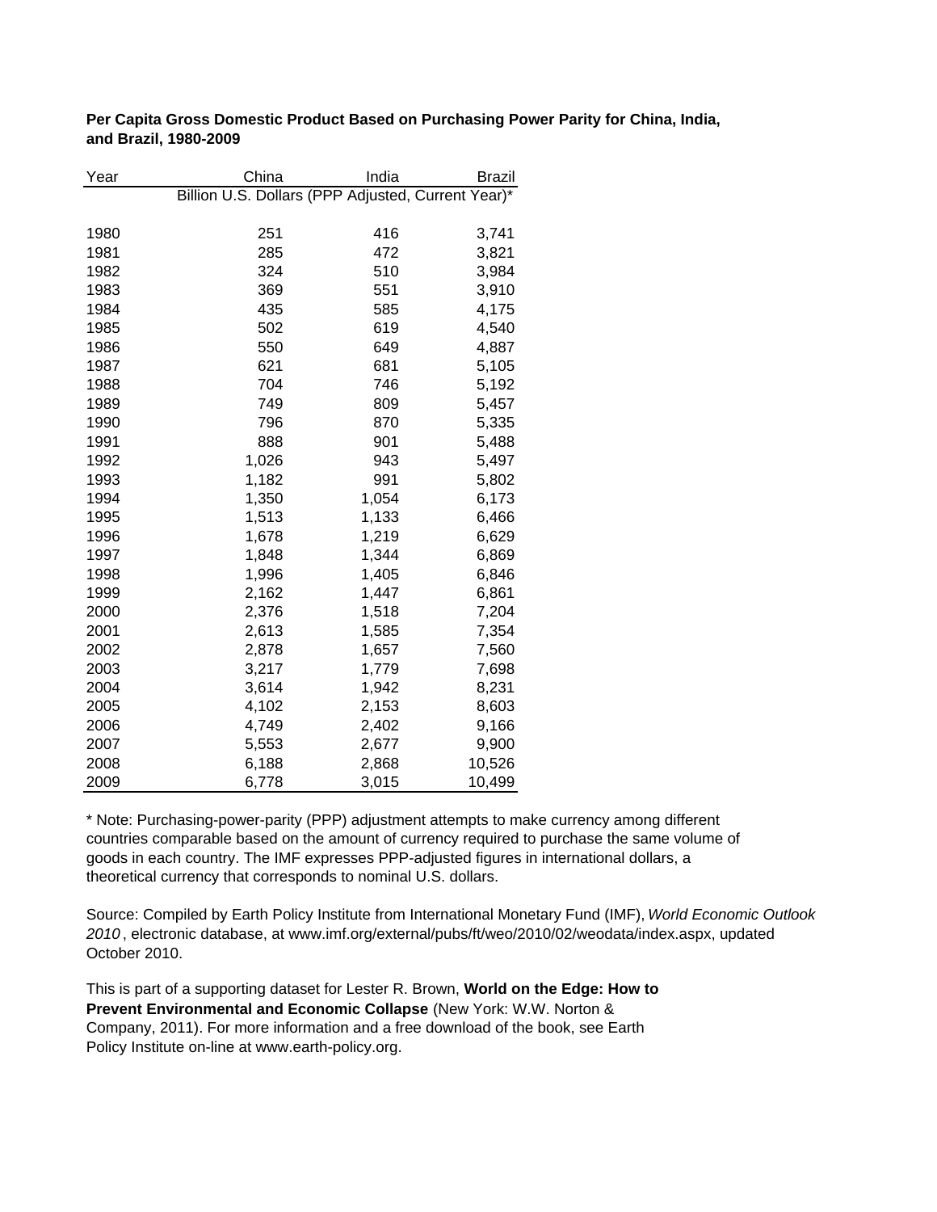**Per Capita Gross Domestic Product Based on Purchasing Power Parity for China, India, and Brazil, 1980-2009**

| Year | China | India | Brazil |
|---|---|---|---|
| | Billion U.S. Dollars (PPP Adjusted, Current Year)* | | |
| 1980 | 251 | 416 | 3,741 |
| 1981 | 285 | 472 | 3,821 |
| 1982 | 324 | 510 | 3,984 |
| 1983 | 369 | 551 | 3,910 |
| 1984 | 435 | 585 | 4,175 |
| 1985 | 502 | 619 | 4,540 |
| 1986 | 550 | 649 | 4,887 |
| 1987 | 621 | 681 | 5,105 |
| 1988 | 704 | 746 | 5,192 |
| 1989 | 749 | 809 | 5,457 |
| 1990 | 796 | 870 | 5,335 |
| 1991 | 888 | 901 | 5,488 |
| 1992 | 1,026 | 943 | 5,497 |
| 1993 | 1,182 | 991 | 5,802 |
| 1994 | 1,350 | 1,054 | 6,173 |
| 1995 | 1,513 | 1,133 | 6,466 |
| 1996 | 1,678 | 1,219 | 6,629 |
| 1997 | 1,848 | 1,344 | 6,869 |
| 1998 | 1,996 | 1,405 | 6,846 |
| 1999 | 2,162 | 1,447 | 6,861 |
| 2000 | 2,376 | 1,518 | 7,204 |
| 2001 | 2,613 | 1,585 | 7,354 |
| 2002 | 2,878 | 1,657 | 7,560 |
| 2003 | 3,217 | 1,779 | 7,698 |
| 2004 | 3,614 | 1,942 | 8,231 |
| 2005 | 4,102 | 2,153 | 8,603 |
| 2006 | 4,749 | 2,402 | 9,166 |
| 2007 | 5,553 | 2,677 | 9,900 |
| 2008 | 6,188 | 2,868 | 10,526 |
| 2009 | 6,778 | 3,015 | 10,499 |

* Note: Purchasing-power-parity (PPP) adjustment attempts to make currency among different countries comparable based on the amount of currency required to purchase the same volume of goods in each country. The IMF expresses PPP-adjusted figures in international dollars, a theoretical currency that corresponds to nominal U.S. dollars.

Source: Compiled by Earth Policy Institute from International Monetary Fund (IMF), *World Economic Outlook 2010*, electronic database, at www.imf.org/external/pubs/ft/weo/2010/02/weodata/index.aspx, updated October 2010.

This is part of a supporting dataset for Lester R. Brown, **World on the Edge: How to Prevent Environmental and Economic Collapse** (New York: W.W. Norton & Company, 2011). For more information and a free download of the book, see Earth Policy Institute on-line at www.earth-policy.org.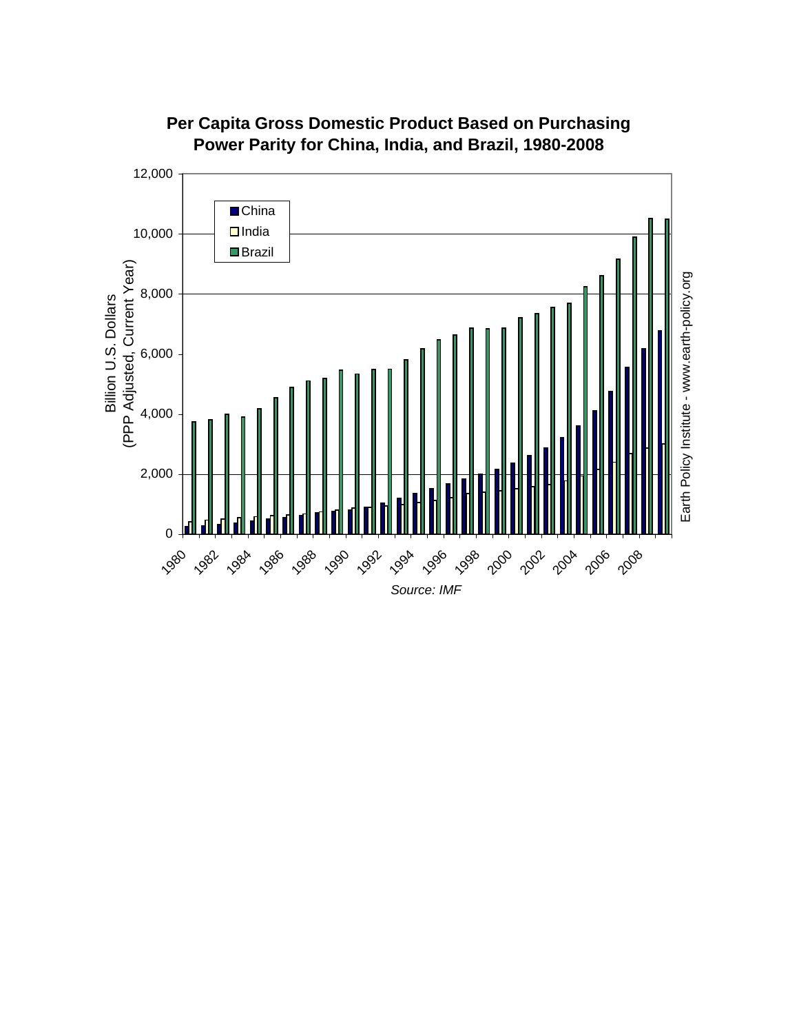**Per Capita Gross Domestic Product Based on Purchasing Power Parity for China, India, and Brazil, 1980-2008**

Billion U.S. Dollars (PPP Adjusted, Current Year)

China · India · Brazil

Earth Policy Institute - www.earth-policy.org

*Source: IMF*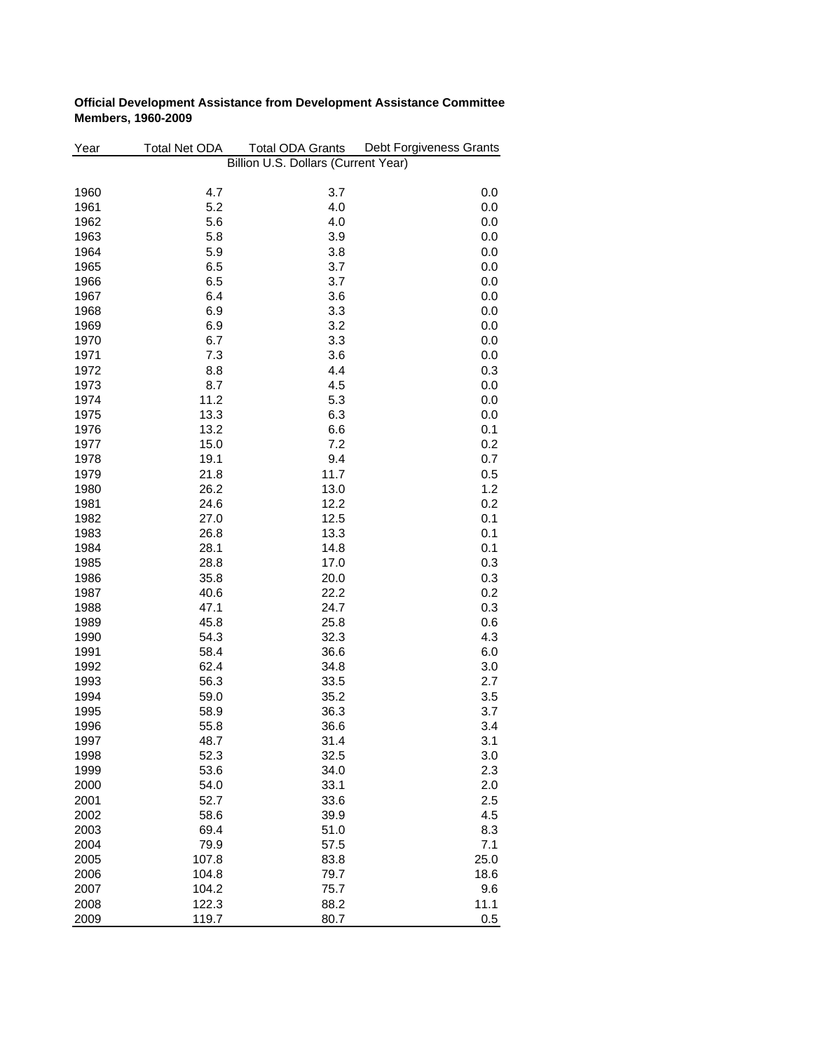**Official Development Assistance from Development Assistance Committee Members, 1960-2009**

| Year | Total Net ODA | Total ODA Grants | Debt Forgiveness Grants |
|---|---|---|---|
| | Billion U.S. Dollars (Current Year) | | |
| 1960 | 4.7 | 3.7 | 0.0 |
| 1961 | 5.2 | 4.0 | 0.0 |
| 1962 | 5.6 | 4.0 | 0.0 |
| 1963 | 5.8 | 3.9 | 0.0 |
| 1964 | 5.9 | 3.8 | 0.0 |
| 1965 | 6.5 | 3.7 | 0.0 |
| 1966 | 6.5 | 3.7 | 0.0 |
| 1967 | 6.4 | 3.6 | 0.0 |
| 1968 | 6.9 | 3.3 | 0.0 |
| 1969 | 6.9 | 3.2 | 0.0 |
| 1970 | 6.7 | 3.3 | 0.0 |
| 1971 | 7.3 | 3.6 | 0.0 |
| 1972 | 8.8 | 4.4 | 0.3 |
| 1973 | 8.7 | 4.5 | 0.0 |
| 1974 | 11.2 | 5.3 | 0.0 |
| 1975 | 13.3 | 6.3 | 0.0 |
| 1976 | 13.2 | 6.6 | 0.1 |
| 1977 | 15.0 | 7.2 | 0.2 |
| 1978 | 19.1 | 9.4 | 0.7 |
| 1979 | 21.8 | 11.7 | 0.5 |
| 1980 | 26.2 | 13.0 | 1.2 |
| 1981 | 24.6 | 12.2 | 0.2 |
| 1982 | 27.0 | 12.5 | 0.1 |
| 1983 | 26.8 | 13.3 | 0.1 |
| 1984 | 28.1 | 14.8 | 0.1 |
| 1985 | 28.8 | 17.0 | 0.3 |
| 1986 | 35.8 | 20.0 | 0.3 |
| 1987 | 40.6 | 22.2 | 0.2 |
| 1988 | 47.1 | 24.7 | 0.3 |
| 1989 | 45.8 | 25.8 | 0.6 |
| 1990 | 54.3 | 32.3 | 4.3 |
| 1991 | 58.4 | 36.6 | 6.0 |
| 1992 | 62.4 | 34.8 | 3.0 |
| 1993 | 56.3 | 33.5 | 2.7 |
| 1994 | 59.0 | 35.2 | 3.5 |
| 1995 | 58.9 | 36.3 | 3.7 |
| 1996 | 55.8 | 36.6 | 3.4 |
| 1997 | 48.7 | 31.4 | 3.1 |
| 1998 | 52.3 | 32.5 | 3.0 |
| 1999 | 53.6 | 34.0 | 2.3 |
| 2000 | 54.0 | 33.1 | 2.0 |
| 2001 | 52.7 | 33.6 | 2.5 |
| 2002 | 58.6 | 39.9 | 4.5 |
| 2003 | 69.4 | 51.0 | 8.3 |
| 2004 | 79.9 | 57.5 | 7.1 |
| 2005 | 107.8 | 83.8 | 25.0 |
| 2006 | 104.8 | 79.7 | 18.6 |
| 2007 | 104.2 | 75.7 | 9.6 |
| 2008 | 122.3 | 88.2 | 11.1 |
| 2009 | 119.7 | 80.7 | 0.5 |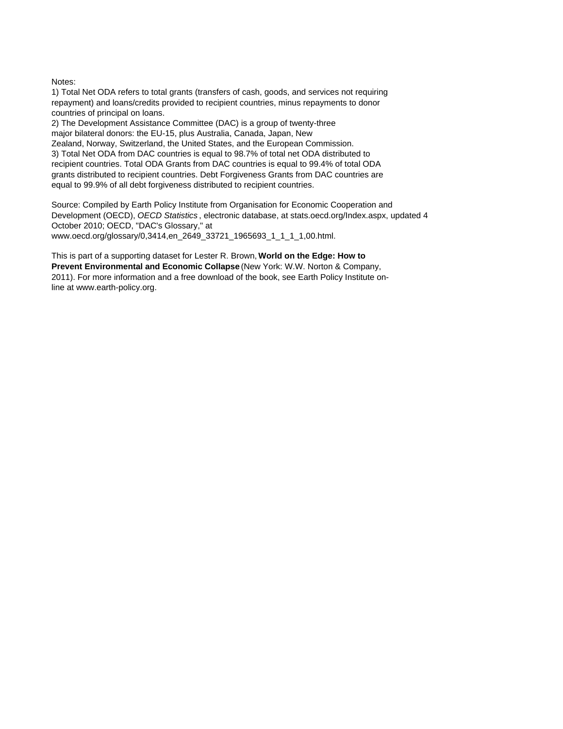Notes:

1) Total Net ODA refers to total grants (transfers of cash, goods, and services not requiring repayment) and loans/credits provided to recipient countries, minus repayments to donor countries of principal on loans.

2) The Development Assistance Committee (DAC) is a group of twenty-three major bilateral donors: the EU-15, plus Australia, Canada, Japan, New Zealand, Norway, Switzerland, the United States, and the European Commission.

3) Total Net ODA from DAC countries is equal to 98.7% of total net ODA distributed to recipient countries. Total ODA Grants from DAC countries is equal to 99.4% of total ODA grants distributed to recipient countries. Debt Forgiveness Grants from DAC countries are equal to 99.9% of all debt forgiveness distributed to recipient countries.

Source: Compiled by Earth Policy Institute from Organisation for Economic Cooperation and Development (OECD), *OECD Statistics* , electronic database, at stats.oecd.org/Index.aspx, updated 4 October 2010; OECD, "DAC's Glossary," at www.oecd.org/glossary/0,3414,en_2649_33721_1965693_1_1_1_1,00.html.

This is part of a supporting dataset for Lester R. Brown, **World on the Edge: How to Prevent Environmental and Economic Collapse** (New York: W.W. Norton & Company, 2011). For more information and a free download of the book, see Earth Policy Institute on-line at www.earth-policy.org.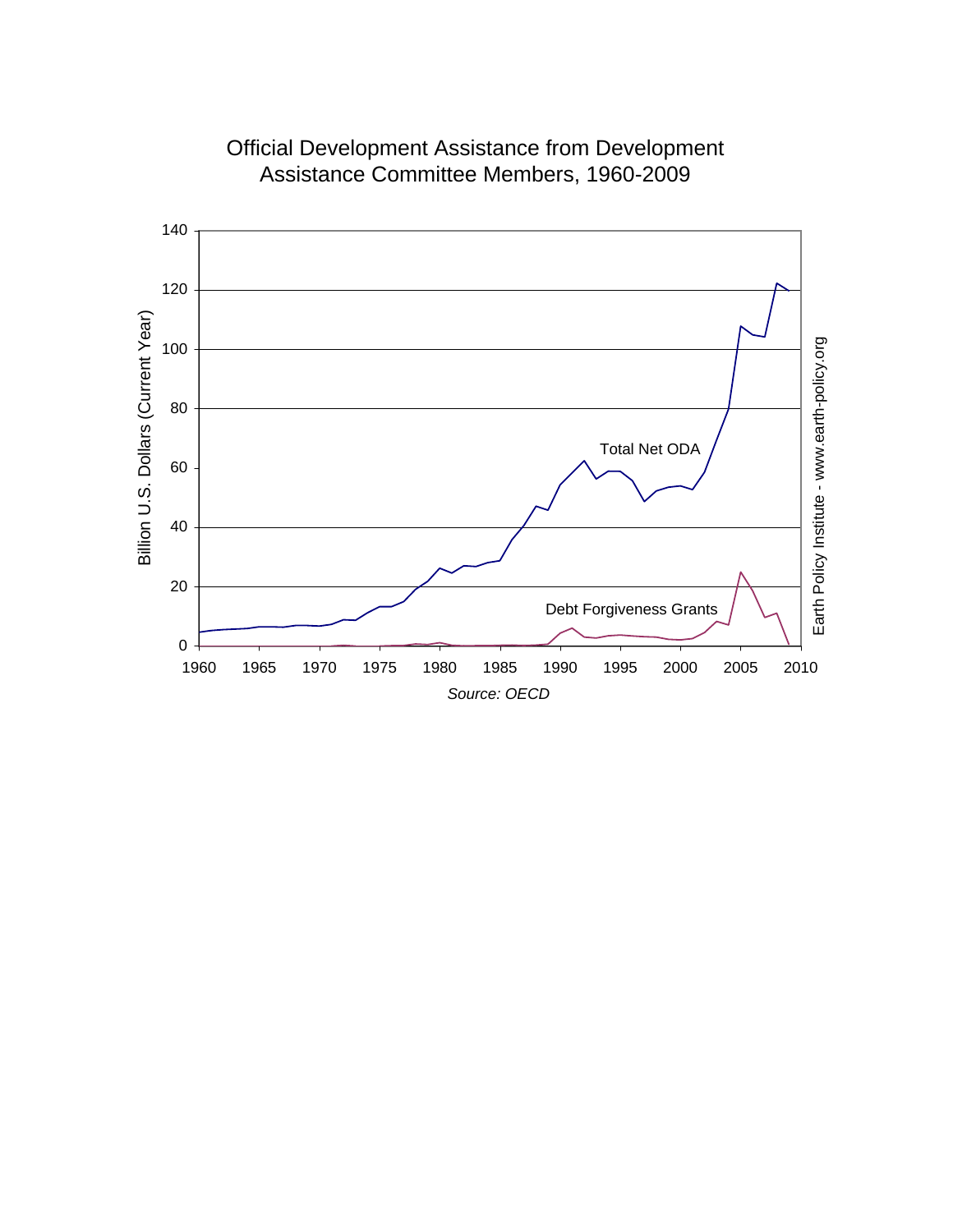Official Development Assistance from Development Assistance Committee Members, 1960-2009

Billion U.S. Dollars (Current Year)

Total Net ODA

Debt Forgiveness Grants

*Source: OECD*

Earth Policy Institute - www.earth-policy.org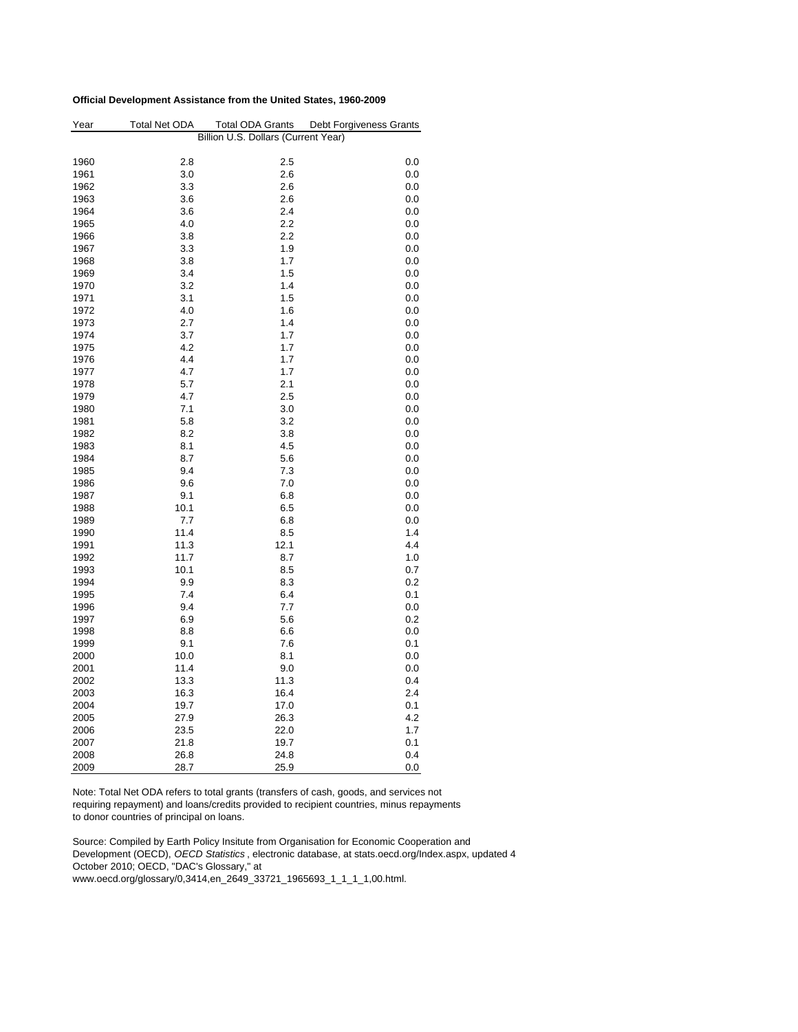**Official Development Assistance from the United States, 1960-2009**

| Year | Total Net ODA | Total ODA Grants | Debt Forgiveness Grants |
|---|---|---|---|
| | Billion U.S. Dollars (Current Year) | | |
| 1960 | 2.8 | 2.5 | 0.0 |
| 1961 | 3.0 | 2.6 | 0.0 |
| 1962 | 3.3 | 2.6 | 0.0 |
| 1963 | 3.6 | 2.6 | 0.0 |
| 1964 | 3.6 | 2.4 | 0.0 |
| 1965 | 4.0 | 2.2 | 0.0 |
| 1966 | 3.8 | 2.2 | 0.0 |
| 1967 | 3.3 | 1.9 | 0.0 |
| 1968 | 3.8 | 1.7 | 0.0 |
| 1969 | 3.4 | 1.5 | 0.0 |
| 1970 | 3.2 | 1.4 | 0.0 |
| 1971 | 3.1 | 1.5 | 0.0 |
| 1972 | 4.0 | 1.6 | 0.0 |
| 1973 | 2.7 | 1.4 | 0.0 |
| 1974 | 3.7 | 1.7 | 0.0 |
| 1975 | 4.2 | 1.7 | 0.0 |
| 1976 | 4.4 | 1.7 | 0.0 |
| 1977 | 4.7 | 1.7 | 0.0 |
| 1978 | 5.7 | 2.1 | 0.0 |
| 1979 | 4.7 | 2.5 | 0.0 |
| 1980 | 7.1 | 3.0 | 0.0 |
| 1981 | 5.8 | 3.2 | 0.0 |
| 1982 | 8.2 | 3.8 | 0.0 |
| 1983 | 8.1 | 4.5 | 0.0 |
| 1984 | 8.7 | 5.6 | 0.0 |
| 1985 | 9.4 | 7.3 | 0.0 |
| 1986 | 9.6 | 7.0 | 0.0 |
| 1987 | 9.1 | 6.8 | 0.0 |
| 1988 | 10.1 | 6.5 | 0.0 |
| 1989 | 7.7 | 6.8 | 0.0 |
| 1990 | 11.4 | 8.5 | 1.4 |
| 1991 | 11.3 | 12.1 | 4.4 |
| 1992 | 11.7 | 8.7 | 1.0 |
| 1993 | 10.1 | 8.5 | 0.7 |
| 1994 | 9.9 | 8.3 | 0.2 |
| 1995 | 7.4 | 6.4 | 0.1 |
| 1996 | 9.4 | 7.7 | 0.0 |
| 1997 | 6.9 | 5.6 | 0.2 |
| 1998 | 8.8 | 6.6 | 0.0 |
| 1999 | 9.1 | 7.6 | 0.1 |
| 2000 | 10.0 | 8.1 | 0.0 |
| 2001 | 11.4 | 9.0 | 0.0 |
| 2002 | 13.3 | 11.3 | 0.4 |
| 2003 | 16.3 | 16.4 | 2.4 |
| 2004 | 19.7 | 17.0 | 0.1 |
| 2005 | 27.9 | 26.3 | 4.2 |
| 2006 | 23.5 | 22.0 | 1.7 |
| 2007 | 21.8 | 19.7 | 0.1 |
| 2008 | 26.8 | 24.8 | 0.4 |
| 2009 | 28.7 | 25.9 | 0.0 |

Note: Total Net ODA refers to total grants (transfers of cash, goods, and services not requiring repayment) and loans/credits provided to recipient countries, minus repayments to donor countries of principal on loans.

Source: Compiled by Earth Policy Insitute from Organisation for Economic Cooperation and Development (OECD), *OECD Statistics* , electronic database, at stats.oecd.org/Index.aspx, updated 4 October 2010; OECD, "DAC's Glossary," at www.oecd.org/glossary/0,3414,en_2649_33721_1965693_1_1_1_1,00.html.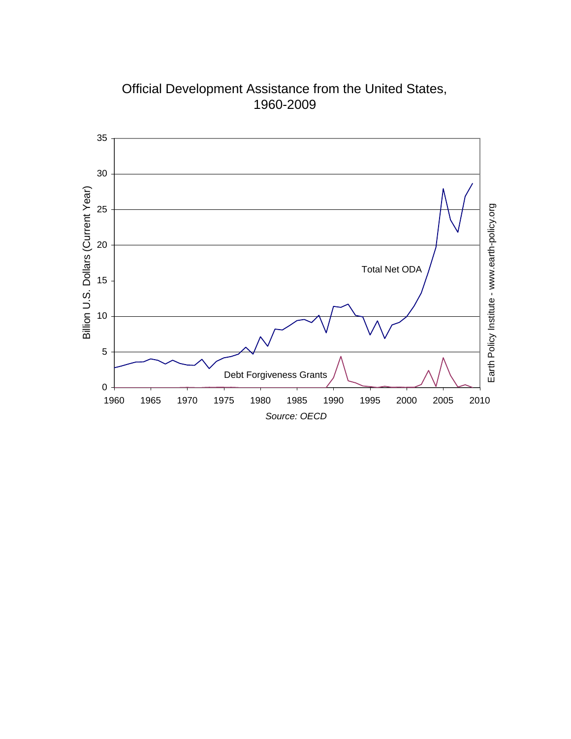Official Development Assistance from the United States, 1960-2009

Total Net ODA

Debt Forgiveness Grants

Billion U.S. Dollars (Current Year)

Source: OECD

Earth Policy Institute - www.earth-policy.org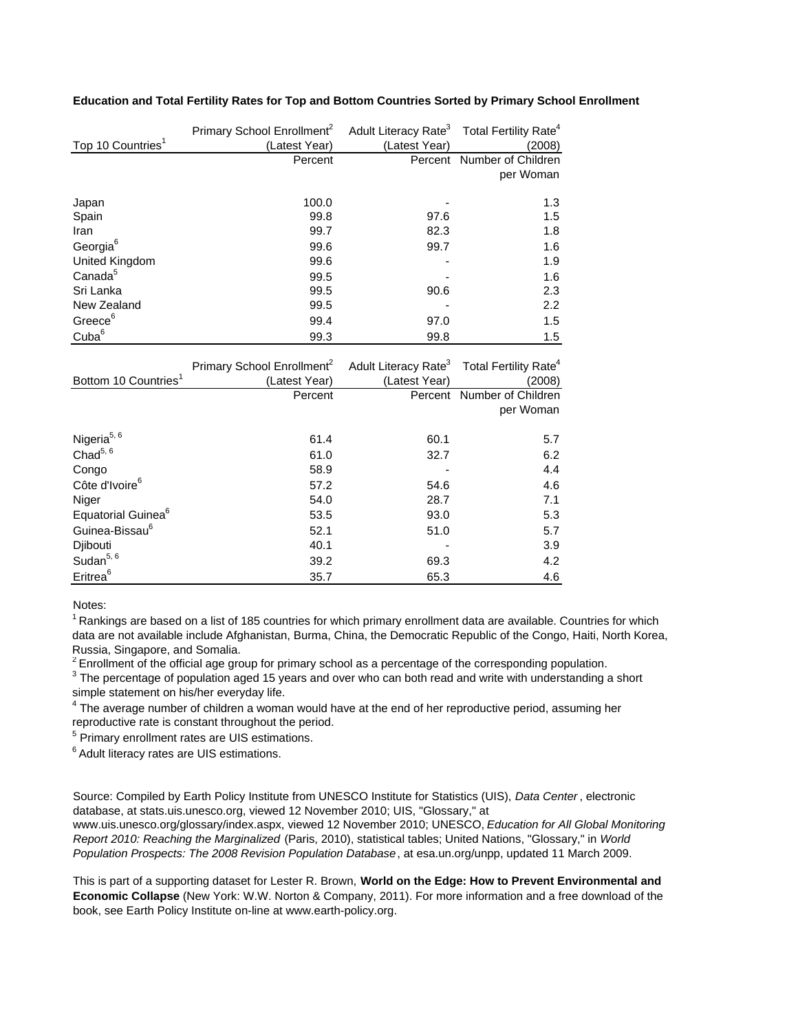**Education and Total Fertility Rates for Top and Bottom Countries Sorted by Primary School Enrollment**

| Top 10 Countries[1] | Primary School Enrollment[2] (Latest Year) | Adult Literacy Rate[3] (Latest Year) | Total Fertility Rate[4] (2008) |
|---|---|---|---|
| | Percent | Percent | Number of Children per Woman |
| Japan | 100.0 | - | 1.3 |
| Spain | 99.8 | 97.6 | 1.5 |
| Iran | 99.7 | 82.3 | 1.8 |
| Georgia[6] | 99.6 | 99.7 | 1.6 |
| United Kingdom | 99.6 | - | 1.9 |
| Canada[5] | 99.5 | - | 1.6 |
| Sri Lanka | 99.5 | 90.6 | 2.3 |
| New Zealand | 99.5 | - | 2.2 |
| Greece[6] | 99.4 | 97.0 | 1.5 |
| Cuba[6] | 99.3 | 99.8 | 1.5 |

| Bottom 10 Countries[1] | Primary School Enrollment[2] (Latest Year) | Adult Literacy Rate[3] (Latest Year) | Total Fertility Rate[4] (2008) |
|---|---|---|---|
| | Percent | Percent | Number of Children per Woman |
| Nigeria[5, 6] | 61.4 | 60.1 | 5.7 |
| Chad[5, 6] | 61.0 | 32.7 | 6.2 |
| Congo | 58.9 | - | 4.4 |
| Côte d'Ivoire[6] | 57.2 | 54.6 | 4.6 |
| Niger | 54.0 | 28.7 | 7.1 |
| Equatorial Guinea[6] | 53.5 | 93.0 | 5.3 |
| Guinea-Bissau[6] | 52.1 | 51.0 | 5.7 |
| Djibouti | 40.1 | - | 3.9 |
| Sudan[5, 6] | 39.2 | 69.3 | 4.2 |
| Eritrea[6] | 35.7 | 65.3 | 4.6 |

Notes:

[1] Rankings are based on a list of 185 countries for which primary enrollment data are available. Countries for which data are not available include Afghanistan, Burma, China, the Democratic Republic of the Congo, Haiti, North Korea, Russia, Singapore, and Somalia.

[2] Enrollment of the official age group for primary school as a percentage of the corresponding population.

[3] The percentage of population aged 15 years and over who can both read and write with understanding a short simple statement on his/her everyday life.

[4] The average number of children a woman would have at the end of her reproductive period, assuming her reproductive rate is constant throughout the period.

[5] Primary enrollment rates are UIS estimations.

[6] Adult literacy rates are UIS estimations.

Source: Compiled by Earth Policy Institute from UNESCO Institute for Statistics (UIS), *Data Center*, electronic database, at stats.uis.unesco.org, viewed 12 November 2010; UIS, "Glossary," at www.uis.unesco.org/glossary/index.aspx, viewed 12 November 2010; UNESCO, *Education for All Global Monitoring Report 2010: Reaching the Marginalized* (Paris, 2010), statistical tables; United Nations, "Glossary," in *World Population Prospects: The 2008 Revision Population Database*, at esa.un.org/unpp, updated 11 March 2009.

This is part of a supporting dataset for Lester R. Brown, **World on the Edge: How to Prevent Environmental and Economic Collapse** (New York: W.W. Norton & Company, 2011). For more information and a free download of the book, see Earth Policy Institute on-line at www.earth-policy.org.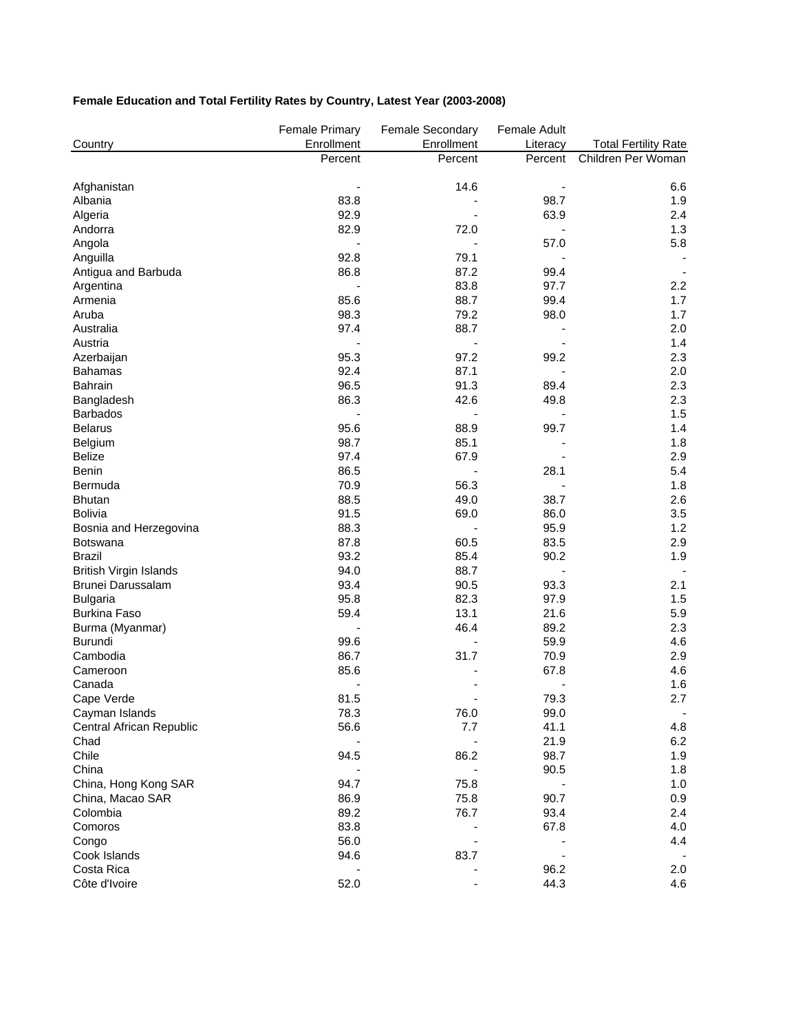**Female Education and Total Fertility Rates by Country, Latest Year (2003-2008)**

| Country | Female Primary Enrollment | Female Secondary Enrollment | Female Adult Literacy | Total Fertility Rate |
|---|---|---|---|---|
| | Percent | Percent | Percent | Children Per Woman |
| Afghanistan | - | 14.6 | - | 6.6 |
| Albania | 83.8 | - | 98.7 | 1.9 |
| Algeria | 92.9 | - | 63.9 | 2.4 |
| Andorra | 82.9 | 72.0 | - | 1.3 |
| Angola | - | - | 57.0 | 5.8 |
| Anguilla | 92.8 | 79.1 | - | - |
| Antigua and Barbuda | 86.8 | 87.2 | 99.4 | - |
| Argentina | - | 83.8 | 97.7 | 2.2 |
| Armenia | 85.6 | 88.7 | 99.4 | 1.7 |
| Aruba | 98.3 | 79.2 | 98.0 | 1.7 |
| Australia | 97.4 | 88.7 | - | 2.0 |
| Austria | - | - | - | 1.4 |
| Azerbaijan | 95.3 | 97.2 | 99.2 | 2.3 |
| Bahamas | 92.4 | 87.1 | - | 2.0 |
| Bahrain | 96.5 | 91.3 | 89.4 | 2.3 |
| Bangladesh | 86.3 | 42.6 | 49.8 | 2.3 |
| Barbados | - | - | - | 1.5 |
| Belarus | 95.6 | 88.9 | 99.7 | 1.4 |
| Belgium | 98.7 | 85.1 | - | 1.8 |
| Belize | 97.4 | 67.9 | - | 2.9 |
| Benin | 86.5 | - | 28.1 | 5.4 |
| Bermuda | 70.9 | 56.3 | - | 1.8 |
| Bhutan | 88.5 | 49.0 | 38.7 | 2.6 |
| Bolivia | 91.5 | 69.0 | 86.0 | 3.5 |
| Bosnia and Herzegovina | 88.3 | - | 95.9 | 1.2 |
| Botswana | 87.8 | 60.5 | 83.5 | 2.9 |
| Brazil | 93.2 | 85.4 | 90.2 | 1.9 |
| British Virgin Islands | 94.0 | 88.7 | - | - |
| Brunei Darussalam | 93.4 | 90.5 | 93.3 | 2.1 |
| Bulgaria | 95.8 | 82.3 | 97.9 | 1.5 |
| Burkina Faso | 59.4 | 13.1 | 21.6 | 5.9 |
| Burma (Myanmar) | - | 46.4 | 89.2 | 2.3 |
| Burundi | 99.6 | - | 59.9 | 4.6 |
| Cambodia | 86.7 | 31.7 | 70.9 | 2.9 |
| Cameroon | 85.6 | - | 67.8 | 4.6 |
| Canada | - | - | - | 1.6 |
| Cape Verde | 81.5 | - | 79.3 | 2.7 |
| Cayman Islands | 78.3 | 76.0 | 99.0 | - |
| Central African Republic | 56.6 | 7.7 | 41.1 | 4.8 |
| Chad | - | - | 21.9 | 6.2 |
| Chile | 94.5 | 86.2 | 98.7 | 1.9 |
| China | - | - | 90.5 | 1.8 |
| China, Hong Kong SAR | 94.7 | 75.8 | - | 1.0 |
| China, Macao SAR | 86.9 | 75.8 | 90.7 | 0.9 |
| Colombia | 89.2 | 76.7 | 93.4 | 2.4 |
| Comoros | 83.8 | - | 67.8 | 4.0 |
| Congo | 56.0 | - | - | 4.4 |
| Cook Islands | 94.6 | 83.7 | - | - |
| Costa Rica | - | - | 96.2 | 2.0 |
| Côte d'Ivoire | 52.0 | - | 44.3 | 4.6 |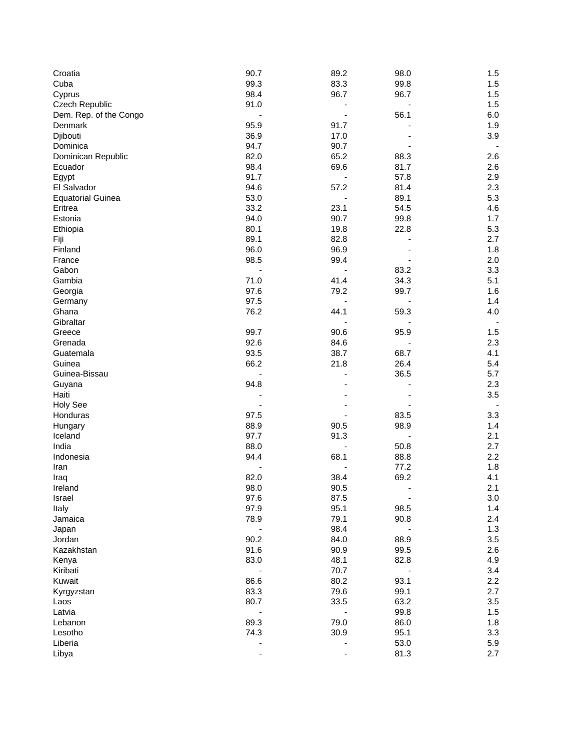| | | | | |
|---|---|---|---|---|
| Croatia | 90.7 | 89.2 | 98.0 | 1.5 |
| Cuba | 99.3 | 83.3 | 99.8 | 1.5 |
| Cyprus | 98.4 | 96.7 | 96.7 | 1.5 |
| Czech Republic | 91.0 | - | - | 1.5 |
| Dem. Rep. of the Congo | - | - | 56.1 | 6.0 |
| Denmark | 95.9 | 91.7 | - | 1.9 |
| Djibouti | 36.9 | 17.0 | - | 3.9 |
| Dominica | 94.7 | 90.7 | - | - |
| Dominican Republic | 82.0 | 65.2 | 88.3 | 2.6 |
| Ecuador | 98.4 | 69.6 | 81.7 | 2.6 |
| Egypt | 91.7 | - | 57.8 | 2.9 |
| El Salvador | 94.6 | 57.2 | 81.4 | 2.3 |
| Equatorial Guinea | 53.0 | - | 89.1 | 5.3 |
| Eritrea | 33.2 | 23.1 | 54.5 | 4.6 |
| Estonia | 94.0 | 90.7 | 99.8 | 1.7 |
| Ethiopia | 80.1 | 19.8 | 22.8 | 5.3 |
| Fiji | 89.1 | 82.8 | - | 2.7 |
| Finland | 96.0 | 96.9 | - | 1.8 |
| France | 98.5 | 99.4 | - | 2.0 |
| Gabon | - | - | 83.2 | 3.3 |
| Gambia | 71.0 | 41.4 | 34.3 | 5.1 |
| Georgia | 97.6 | 79.2 | 99.7 | 1.6 |
| Germany | 97.5 | - | - | 1.4 |
| Ghana | 76.2 | 44.1 | 59.3 | 4.0 |
| Gibraltar | | - | - | - |
| Greece | 99.7 | 90.6 | 95.9 | 1.5 |
| Grenada | 92.6 | 84.6 | - | 2.3 |
| Guatemala | 93.5 | 38.7 | 68.7 | 4.1 |
| Guinea | 66.2 | 21.8 | 26.4 | 5.4 |
| Guinea-Bissau | - | - | 36.5 | 5.7 |
| Guyana | 94.8 | - | - | 2.3 |
| Haiti | - | - | - | 3.5 |
| Holy See | - | - | - | - |
| Honduras | 97.5 | - | 83.5 | 3.3 |
| Hungary | 88.9 | 90.5 | 98.9 | 1.4 |
| Iceland | 97.7 | 91.3 | - | 2.1 |
| India | 88.0 | - | 50.8 | 2.7 |
| Indonesia | 94.4 | 68.1 | 88.8 | 2.2 |
| Iran | - | - | 77.2 | 1.8 |
| Iraq | 82.0 | 38.4 | 69.2 | 4.1 |
| Ireland | 98.0 | 90.5 | - | 2.1 |
| Israel | 97.6 | 87.5 | - | 3.0 |
| Italy | 97.9 | 95.1 | 98.5 | 1.4 |
| Jamaica | 78.9 | 79.1 | 90.8 | 2.4 |
| Japan | - | 98.4 | - | 1.3 |
| Jordan | 90.2 | 84.0 | 88.9 | 3.5 |
| Kazakhstan | 91.6 | 90.9 | 99.5 | 2.6 |
| Kenya | 83.0 | 48.1 | 82.8 | 4.9 |
| Kiribati | - | 70.7 | - | 3.4 |
| Kuwait | 86.6 | 80.2 | 93.1 | 2.2 |
| Kyrgyzstan | 83.3 | 79.6 | 99.1 | 2.7 |
| Laos | 80.7 | 33.5 | 63.2 | 3.5 |
| Latvia | - | - | 99.8 | 1.5 |
| Lebanon | 89.3 | 79.0 | 86.0 | 1.8 |
| Lesotho | 74.3 | 30.9 | 95.1 | 3.3 |
| Liberia | - | - | 53.0 | 5.9 |
| Libya | - | - | 81.3 | 2.7 |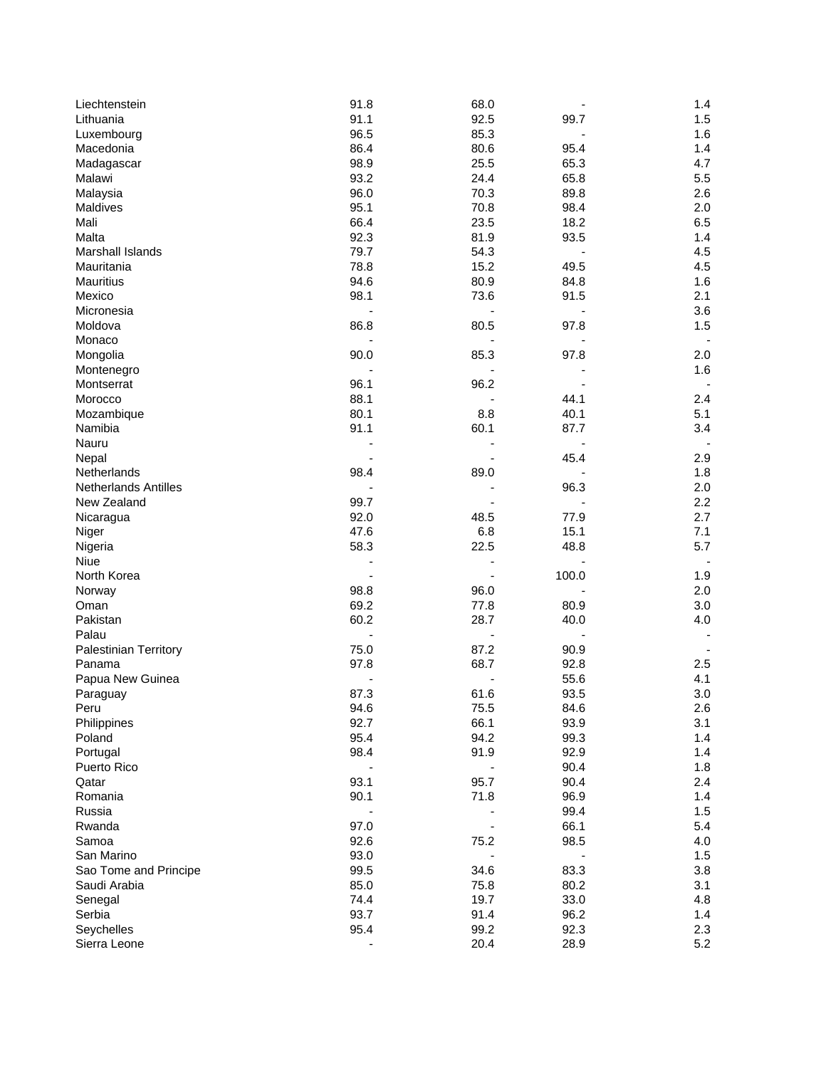| | | | | |
|---|---|---|---|---|
| Liechtenstein | 91.8 | 68.0 | - | 1.4 |
| Lithuania | 91.1 | 92.5 | 99.7 | 1.5 |
| Luxembourg | 96.5 | 85.3 | - | 1.6 |
| Macedonia | 86.4 | 80.6 | 95.4 | 1.4 |
| Madagascar | 98.9 | 25.5 | 65.3 | 4.7 |
| Malawi | 93.2 | 24.4 | 65.8 | 5.5 |
| Malaysia | 96.0 | 70.3 | 89.8 | 2.6 |
| Maldives | 95.1 | 70.8 | 98.4 | 2.0 |
| Mali | 66.4 | 23.5 | 18.2 | 6.5 |
| Malta | 92.3 | 81.9 | 93.5 | 1.4 |
| Marshall Islands | 79.7 | 54.3 | - | 4.5 |
| Mauritania | 78.8 | 15.2 | 49.5 | 4.5 |
| Mauritius | 94.6 | 80.9 | 84.8 | 1.6 |
| Mexico | 98.1 | 73.6 | 91.5 | 2.1 |
| Micronesia | - | - | - | 3.6 |
| Moldova | 86.8 | 80.5 | 97.8 | 1.5 |
| Monaco | - | - | - | - |
| Mongolia | 90.0 | 85.3 | 97.8 | 2.0 |
| Montenegro | - | - | - | 1.6 |
| Montserrat | 96.1 | 96.2 | - | - |
| Morocco | 88.1 | - | 44.1 | 2.4 |
| Mozambique | 80.1 | 8.8 | 40.1 | 5.1 |
| Namibia | 91.1 | 60.1 | 87.7 | 3.4 |
| Nauru | - | - | - | - |
| Nepal | - | - | 45.4 | 2.9 |
| Netherlands | 98.4 | 89.0 | - | 1.8 |
| Netherlands Antilles | - | - | 96.3 | 2.0 |
| New Zealand | 99.7 | - | - | 2.2 |
| Nicaragua | 92.0 | 48.5 | 77.9 | 2.7 |
| Niger | 47.6 | 6.8 | 15.1 | 7.1 |
| Nigeria | 58.3 | 22.5 | 48.8 | 5.7 |
| Niue | - | - | - | - |
| North Korea | - | - | 100.0 | 1.9 |
| Norway | 98.8 | 96.0 | - | 2.0 |
| Oman | 69.2 | 77.8 | 80.9 | 3.0 |
| Pakistan | 60.2 | 28.7 | 40.0 | 4.0 |
| Palau | - | - | - | - |
| Palestinian Territory | 75.0 | 87.2 | 90.9 | - |
| Panama | 97.8 | 68.7 | 92.8 | 2.5 |
| Papua New Guinea | - | - | 55.6 | 4.1 |
| Paraguay | 87.3 | 61.6 | 93.5 | 3.0 |
| Peru | 94.6 | 75.5 | 84.6 | 2.6 |
| Philippines | 92.7 | 66.1 | 93.9 | 3.1 |
| Poland | 95.4 | 94.2 | 99.3 | 1.4 |
| Portugal | 98.4 | 91.9 | 92.9 | 1.4 |
| Puerto Rico | - | - | 90.4 | 1.8 |
| Qatar | 93.1 | 95.7 | 90.4 | 2.4 |
| Romania | 90.1 | 71.8 | 96.9 | 1.4 |
| Russia | - | - | 99.4 | 1.5 |
| Rwanda | 97.0 | - | 66.1 | 5.4 |
| Samoa | 92.6 | 75.2 | 98.5 | 4.0 |
| San Marino | 93.0 | - | - | 1.5 |
| Sao Tome and Principe | 99.5 | 34.6 | 83.3 | 3.8 |
| Saudi Arabia | 85.0 | 75.8 | 80.2 | 3.1 |
| Senegal | 74.4 | 19.7 | 33.0 | 4.8 |
| Serbia | 93.7 | 91.4 | 96.2 | 1.4 |
| Seychelles | 95.4 | 99.2 | 92.3 | 2.3 |
| Sierra Leone | - | 20.4 | 28.9 | 5.2 |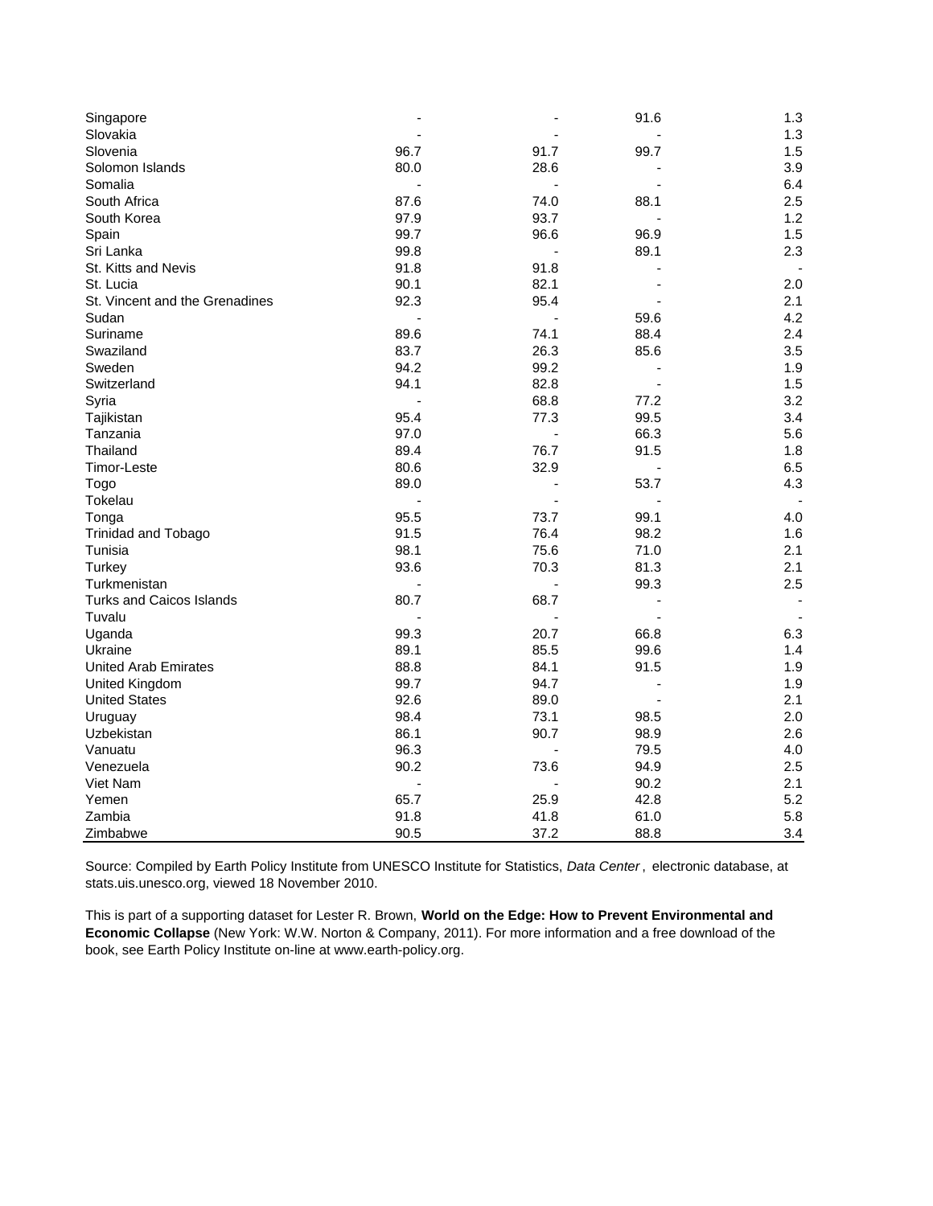| | | | | |
|---|---|---|---|---|
| Singapore | - | - | 91.6 | 1.3 |
| Slovakia | - | - | - | 1.3 |
| Slovenia | 96.7 | 91.7 | 99.7 | 1.5 |
| Solomon Islands | 80.0 | 28.6 | - | 3.9 |
| Somalia | - | - | - | 6.4 |
| South Africa | 87.6 | 74.0 | 88.1 | 2.5 |
| South Korea | 97.9 | 93.7 | - | 1.2 |
| Spain | 99.7 | 96.6 | 96.9 | 1.5 |
| Sri Lanka | 99.8 | - | 89.1 | 2.3 |
| St. Kitts and Nevis | 91.8 | 91.8 | - | - |
| St. Lucia | 90.1 | 82.1 | - | 2.0 |
| St. Vincent and the Grenadines | 92.3 | 95.4 | - | 2.1 |
| Sudan | - | - | 59.6 | 4.2 |
| Suriname | 89.6 | 74.1 | 88.4 | 2.4 |
| Swaziland | 83.7 | 26.3 | 85.6 | 3.5 |
| Sweden | 94.2 | 99.2 | - | 1.9 |
| Switzerland | 94.1 | 82.8 | - | 1.5 |
| Syria | - | 68.8 | 77.2 | 3.2 |
| Tajikistan | 95.4 | 77.3 | 99.5 | 3.4 |
| Tanzania | 97.0 | - | 66.3 | 5.6 |
| Thailand | 89.4 | 76.7 | 91.5 | 1.8 |
| Timor-Leste | 80.6 | 32.9 | - | 6.5 |
| Togo | 89.0 | - | 53.7 | 4.3 |
| Tokelau | - | - | - | - |
| Tonga | 95.5 | 73.7 | 99.1 | 4.0 |
| Trinidad and Tobago | 91.5 | 76.4 | 98.2 | 1.6 |
| Tunisia | 98.1 | 75.6 | 71.0 | 2.1 |
| Turkey | 93.6 | 70.3 | 81.3 | 2.1 |
| Turkmenistan | - | - | 99.3 | 2.5 |
| Turks and Caicos Islands | 80.7 | 68.7 | - | - |
| Tuvalu | - | - | - | - |
| Uganda | 99.3 | 20.7 | 66.8 | 6.3 |
| Ukraine | 89.1 | 85.5 | 99.6 | 1.4 |
| United Arab Emirates | 88.8 | 84.1 | 91.5 | 1.9 |
| United Kingdom | 99.7 | 94.7 | - | 1.9 |
| United States | 92.6 | 89.0 | - | 2.1 |
| Uruguay | 98.4 | 73.1 | 98.5 | 2.0 |
| Uzbekistan | 86.1 | 90.7 | 98.9 | 2.6 |
| Vanuatu | 96.3 | - | 79.5 | 4.0 |
| Venezuela | 90.2 | 73.6 | 94.9 | 2.5 |
| Viet Nam | - | - | 90.2 | 2.1 |
| Yemen | 65.7 | 25.9 | 42.8 | 5.2 |
| Zambia | 91.8 | 41.8 | 61.0 | 5.8 |
| Zimbabwe | 90.5 | 37.2 | 88.8 | 3.4 |

Source: Compiled by Earth Policy Institute from UNESCO Institute for Statistics, *Data Center*, electronic database, at stats.uis.unesco.org, viewed 18 November 2010.

This is part of a supporting dataset for Lester R. Brown, **World on the Edge: How to Prevent Environmental and Economic Collapse** (New York: W.W. Norton & Company, 2011). For more information and a free download of the book, see Earth Policy Institute on-line at www.earth-policy.org.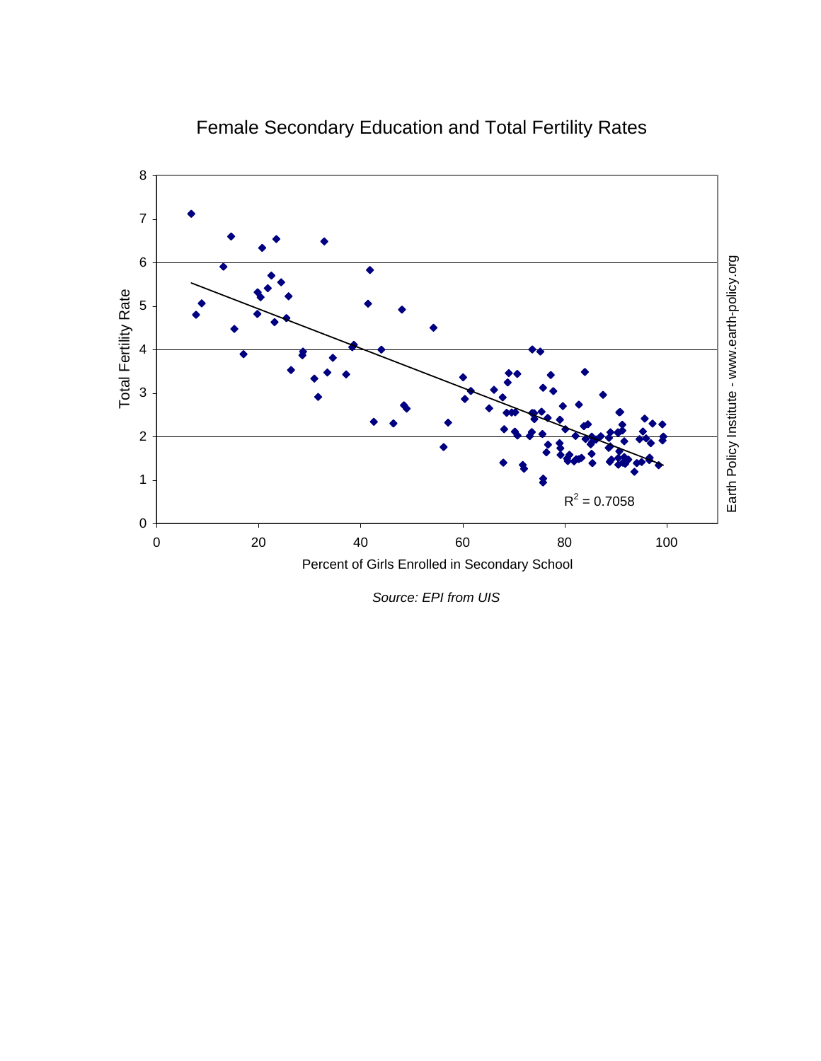## Female Secondary Education and Total Fertility Rates

Total Fertility Rate

Percent of Girls Enrolled in Secondary School

$R^2 = 0.7058$

Earth Policy Institute - www.earth-policy.org

*Source: EPI from UIS*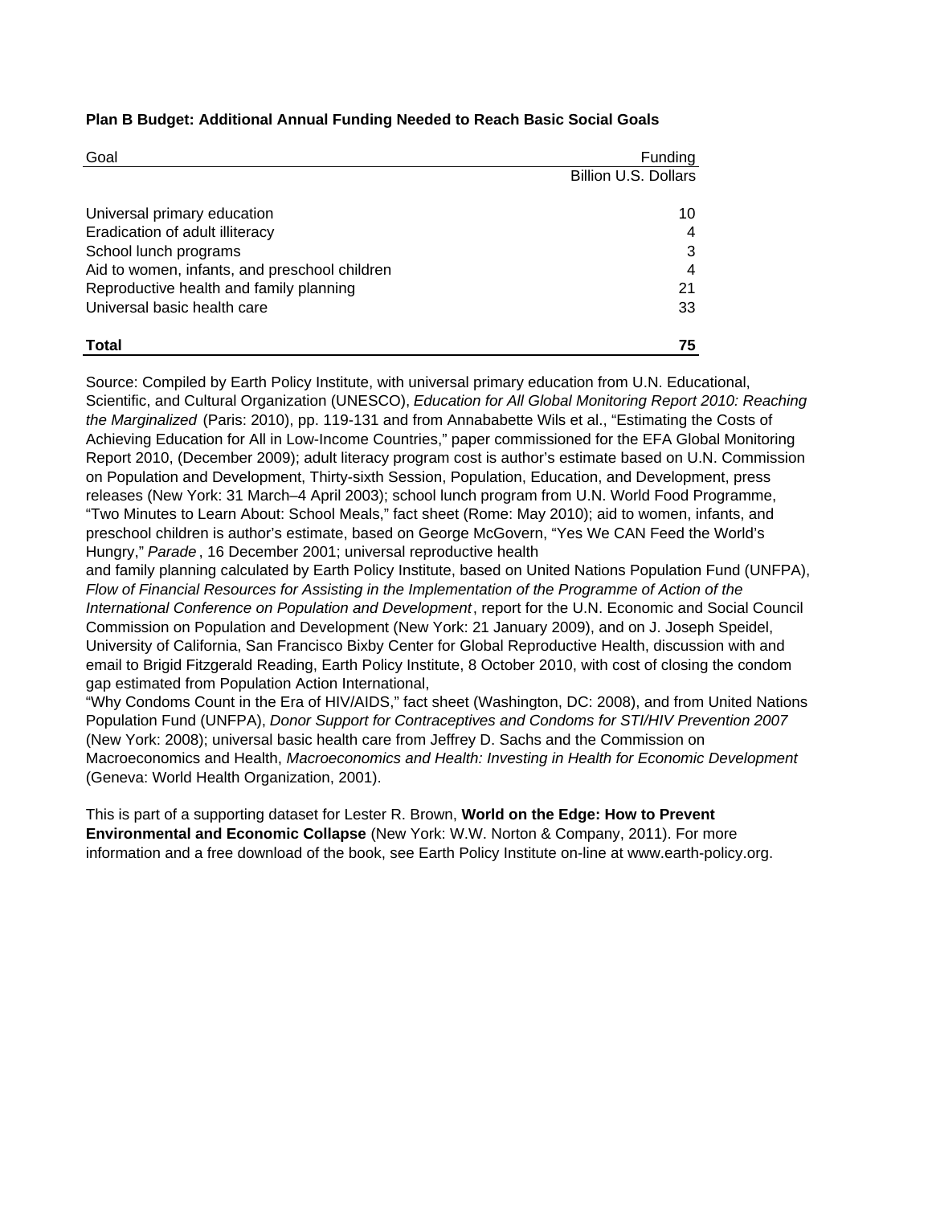**Plan B Budget: Additional Annual Funding Needed to Reach Basic Social Goals**

| Goal | Funding |
|---|---|
| | Billion U.S. Dollars |
| Universal primary education | 10 |
| Eradication of adult illiteracy | 4 |
| School lunch programs | 3 |
| Aid to women, infants, and preschool children | 4 |
| Reproductive health and family planning | 21 |
| Universal basic health care | 33 |
| **Total** | **75** |

Source: Compiled by Earth Policy Institute, with universal primary education from U.N. Educational, Scientific, and Cultural Organization (UNESCO), *Education for All Global Monitoring Report 2010: Reaching the Marginalized* (Paris: 2010), pp. 119-131 and from Annababette Wils et al., "Estimating the Costs of Achieving Education for All in Low-Income Countries," paper commissioned for the EFA Global Monitoring Report 2010, (December 2009); adult literacy program cost is author's estimate based on U.N. Commission on Population and Development, Thirty-sixth Session, Population, Education, and Development, press releases (New York: 31 March–4 April 2003); school lunch program from U.N. World Food Programme, "Two Minutes to Learn About: School Meals," fact sheet (Rome: May 2010); aid to women, infants, and preschool children is author's estimate, based on George McGovern, "Yes We CAN Feed the World's Hungry," *Parade*, 16 December 2001; universal reproductive health and family planning calculated by Earth Policy Institute, based on United Nations Population Fund (UNFPA), *Flow of Financial Resources for Assisting in the Implementation of the Programme of Action of the International Conference on Population and Development*, report for the U.N. Economic and Social Council Commission on Population and Development (New York: 21 January 2009), and on J. Joseph Speidel, University of California, San Francisco Bixby Center for Global Reproductive Health, discussion with and email to Brigid Fitzgerald Reading, Earth Policy Institute, 8 October 2010, with cost of closing the condom gap estimated from Population Action International, "Why Condoms Count in the Era of HIV/AIDS," fact sheet (Washington, DC: 2008), and from United Nations Population Fund (UNFPA), *Donor Support for Contraceptives and Condoms for STI/HIV Prevention 2007* (New York: 2008); universal basic health care from Jeffrey D. Sachs and the Commission on Macroeconomics and Health, *Macroeconomics and Health: Investing in Health for Economic Development* (Geneva: World Health Organization, 2001).

This is part of a supporting dataset for Lester R. Brown, **World on the Edge: How to Prevent Environmental and Economic Collapse** (New York: W.W. Norton & Company, 2011). For more information and a free download of the book, see Earth Policy Institute on-line at www.earth-policy.org.